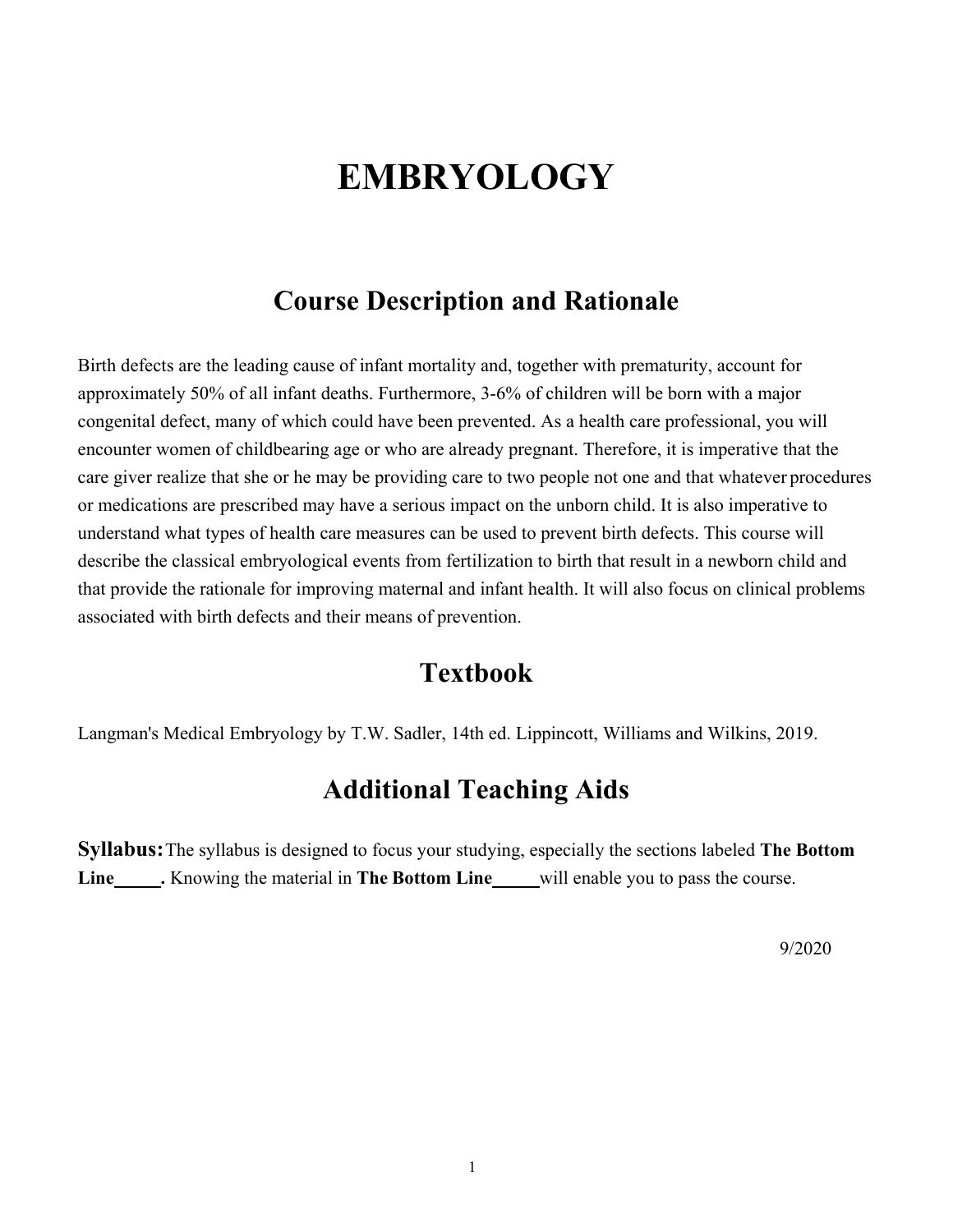# EMBRYOLOGY

## Course Description and Rationale

Birth defects are the leading cause of infant mortality and, together with prematurity, account for approximately 50% of all infant deaths. Furthermore, 3-6% of children will be born with a major congenital defect, many of which could have been prevented. As a health care professional, you will encounter women of childbearing age or who are already pregnant. Therefore, it is imperative that the care giver realize that she or he may be providing care to two people not one and that whatever procedures or medications are prescribed may have a serious impact on the unborn child. It is also imperative to understand what types of health care measures can be used to prevent birth defects. This course will describe the classical embryological events from fertilization to birth that result in a newborn child and that provide the rationale for improving maternal and infant health. It will also focus on clinical problems associated with birth defects and their means of prevention.

## Textbook

Langman's Medical Embryology by T.W. Sadler, 14th ed. Lippincott, Williams and Wilkins, 2019.

## Additional Teaching Aids

**Syllabus:** The syllabus is designed to focus your studying, especially the sections labeled **The Bottom Line_____.** Knowing the material in **The Bottom Line_____** will enable you to pass the course.

9/2020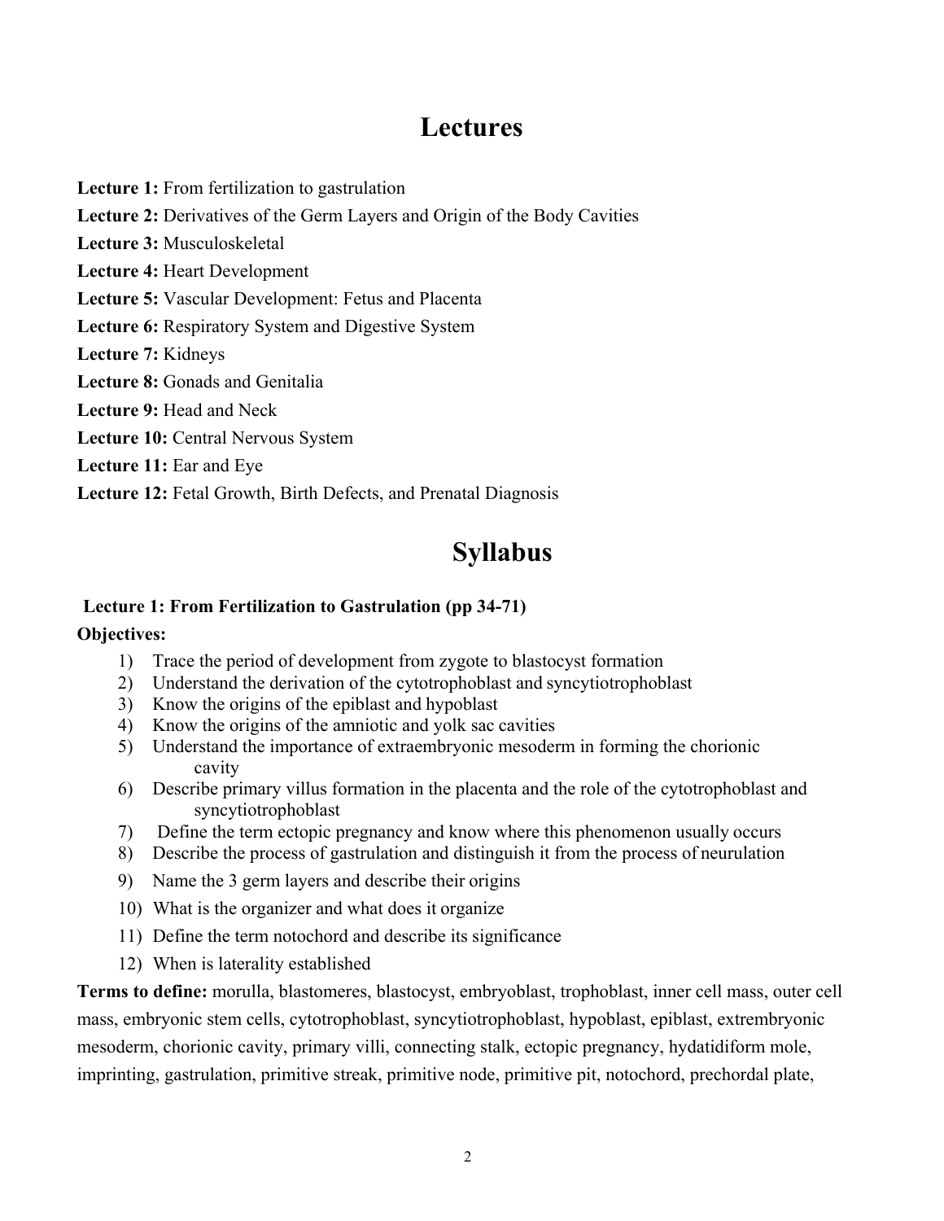# Lectures

**Lecture 1:** From fertilization to gastrulation

**Lecture 2:** Derivatives of the Germ Layers and Origin of the Body Cavities

**Lecture 3:** Musculoskeletal

**Lecture 4:** Heart Development

**Lecture 5:** Vascular Development: Fetus and Placenta

**Lecture 6:** Respiratory System and Digestive System

**Lecture 7:** Kidneys

**Lecture 8:** Gonads and Genitalia

**Lecture 9:** Head and Neck

**Lecture 10:** Central Nervous System

**Lecture 11:** Ear and Eye

**Lecture 12:** Fetal Growth, Birth Defects, and Prenatal Diagnosis

# Syllabus

### Lecture 1: From Fertilization to Gastrulation (pp 34-71)

**Objectives:**

1) Trace the period of development from zygote to blastocyst formation
2) Understand the derivation of the cytotrophoblast and syncytiotrophoblast
3) Know the origins of the epiblast and hypoblast
4) Know the origins of the amniotic and yolk sac cavities
5) Understand the importance of extraembryonic mesoderm in forming the chorionic cavity
6) Describe primary villus formation in the placenta and the role of the cytotrophoblast and syncytiotrophoblast
7) Define the term ectopic pregnancy and know where this phenomenon usually occurs
8) Describe the process of gastrulation and distinguish it from the process of neurulation
9) Name the 3 germ layers and describe their origins
10) What is the organizer and what does it organize
11) Define the term notochord and describe its significance
12) When is laterality established

**Terms to define:** morulla, blastomeres, blastocyst, embryoblast, trophoblast, inner cell mass, outer cell mass, embryonic stem cells, cytotrophoblast, syncytiotrophoblast, hypoblast, epiblast, extrembryonic mesoderm, chorionic cavity, primary villi, connecting stalk, ectopic pregnancy, hydatidiform mole, imprinting, gastrulation, primitive streak, primitive node, primitive pit, notochord, prechordal plate,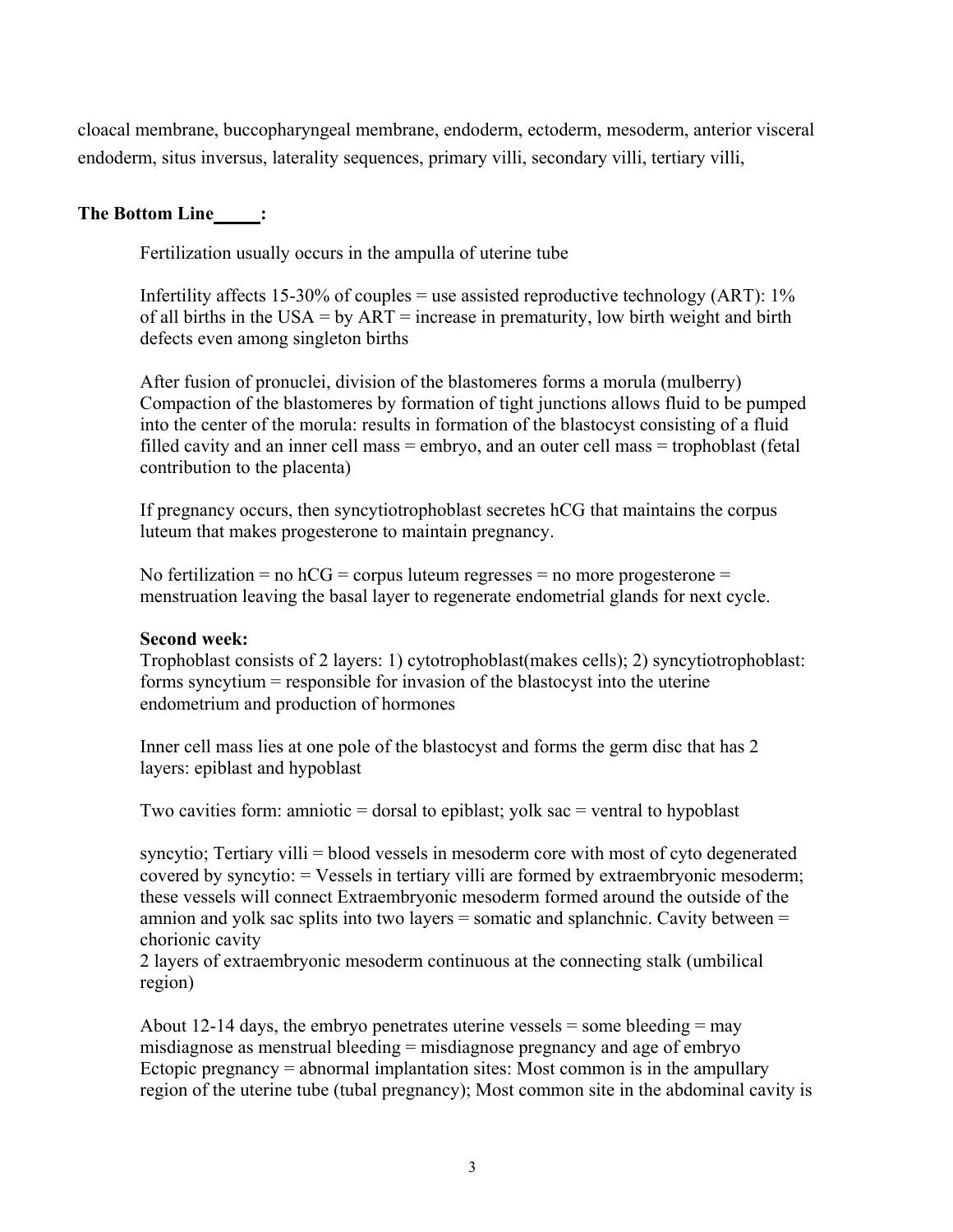cloacal membrane, buccopharyngeal membrane, endoderm, ectoderm, mesoderm, anterior visceral endoderm, situs inversus, laterality sequences, primary villi, secondary villi, tertiary villi,

**The Bottom Line\_\_\_\_\_:**

Fertilization usually occurs in the ampulla of uterine tube

Infertility affects 15-30% of couples = use assisted reproductive technology (ART): 1% of all births in the USA = by ART = increase in prematurity, low birth weight and birth defects even among singleton births

After fusion of pronuclei, division of the blastomeres forms a morula (mulberry) Compaction of the blastomeres by formation of tight junctions allows fluid to be pumped into the center of the morula: results in formation of the blastocyst consisting of a fluid filled cavity and an inner cell mass = embryo, and an outer cell mass = trophoblast (fetal contribution to the placenta)

If pregnancy occurs, then syncytiotrophoblast secretes hCG that maintains the corpus luteum that makes progesterone to maintain pregnancy.

No fertilization = no hCG = corpus luteum regresses = no more progesterone = menstruation leaving the basal layer to regenerate endometrial glands for next cycle.

**Second week:**
Trophoblast consists of 2 layers: 1) cytotrophoblast(makes cells); 2) syncytiotrophoblast: forms syncytium = responsible for invasion of the blastocyst into the uterine endometrium and production of hormones

Inner cell mass lies at one pole of the blastocyst and forms the germ disc that has 2 layers: epiblast and hypoblast

Two cavities form: amniotic = dorsal to epiblast; yolk sac = ventral to hypoblast

syncytio; Tertiary villi = blood vessels in mesoderm core with most of cyto degenerated covered by syncytio: = Vessels in tertiary villi are formed by extraembryonic mesoderm; these vessels will connect Extraembryonic mesoderm formed around the outside of the amnion and yolk sac splits into two layers = somatic and splanchnic. Cavity between = chorionic cavity
2 layers of extraembryonic mesoderm continuous at the connecting stalk (umbilical region)

About 12-14 days, the embryo penetrates uterine vessels = some bleeding = may misdiagnose as menstrual bleeding = misdiagnose pregnancy and age of embryo
Ectopic pregnancy = abnormal implantation sites: Most common is in the ampullary region of the uterine tube (tubal pregnancy); Most common site in the abdominal cavity is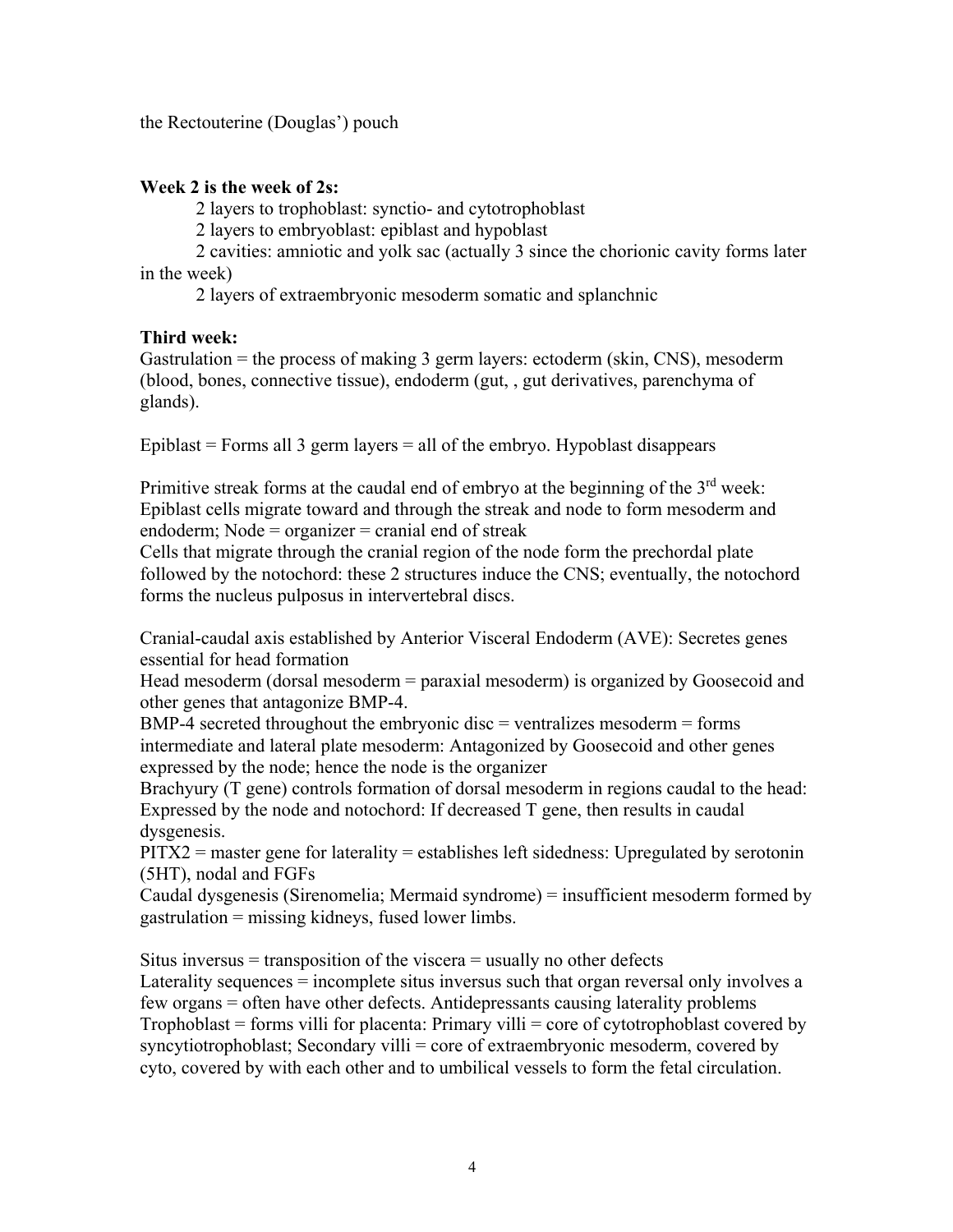the Rectouterine (Douglas') pouch

**Week 2 is the week of 2s:**

2 layers to trophoblast: synctio- and cytotrophoblast

2 layers to embryoblast: epiblast and hypoblast

2 cavities: amniotic and yolk sac (actually 3 since the chorionic cavity forms later in the week)

2 layers of extraembryonic mesoderm somatic and splanchnic

**Third week:**

Gastrulation = the process of making 3 germ layers: ectoderm (skin, CNS), mesoderm (blood, bones, connective tissue), endoderm (gut, , gut derivatives, parenchyma of glands).

Epiblast = Forms all 3 germ layers = all of the embryo. Hypoblast disappears

Primitive streak forms at the caudal end of embryo at the beginning of the 3rd week: Epiblast cells migrate toward and through the streak and node to form mesoderm and endoderm; Node = organizer = cranial end of streak

Cells that migrate through the cranial region of the node form the prechordal plate followed by the notochord: these 2 structures induce the CNS; eventually, the notochord forms the nucleus pulposus in intervertebral discs.

Cranial-caudal axis established by Anterior Visceral Endoderm (AVE): Secretes genes essential for head formation

Head mesoderm (dorsal mesoderm = paraxial mesoderm) is organized by Goosecoid and other genes that antagonize BMP-4.

BMP-4 secreted throughout the embryonic disc = ventralizes mesoderm = forms intermediate and lateral plate mesoderm: Antagonized by Goosecoid and other genes expressed by the node; hence the node is the organizer

Brachyury (T gene) controls formation of dorsal mesoderm in regions caudal to the head: Expressed by the node and notochord: If decreased T gene, then results in caudal dysgenesis.

PITX2 = master gene for laterality = establishes left sidedness: Upregulated by serotonin (5HT), nodal and FGFs

Caudal dysgenesis (Sirenomelia; Mermaid syndrome) = insufficient mesoderm formed by gastrulation = missing kidneys, fused lower limbs.

Situs inversus = transposition of the viscera = usually no other defects

Laterality sequences = incomplete situs inversus such that organ reversal only involves a few organs = often have other defects. Antidepressants causing laterality problems

Trophoblast = forms villi for placenta: Primary villi = core of cytotrophoblast covered by syncytiotrophoblast; Secondary villi = core of extraembryonic mesoderm, covered by cyto, covered by with each other and to umbilical vessels to form the fetal circulation.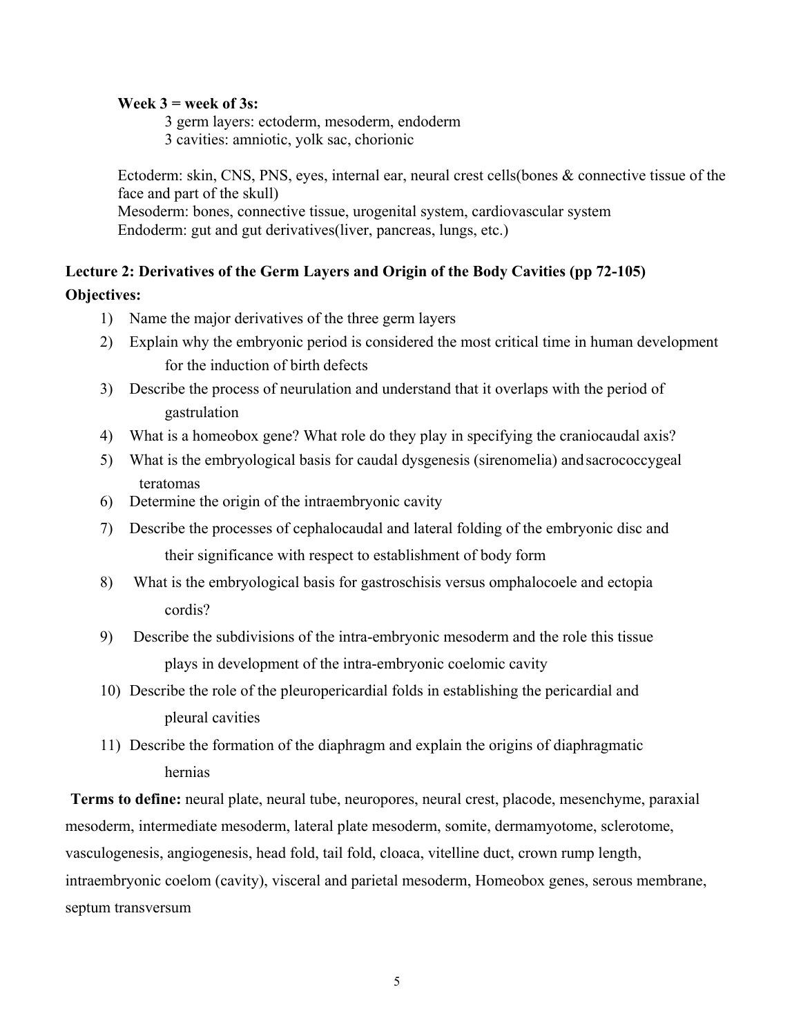**Week 3 = week of 3s:**

3 germ layers: ectoderm, mesoderm, endoderm
3 cavities: amniotic, yolk sac, chorionic

Ectoderm: skin, CNS, PNS, eyes, internal ear, neural crest cells(bones & connective tissue of the face and part of the skull)
Mesoderm: bones, connective tissue, urogenital system, cardiovascular system
Endoderm: gut and gut derivatives(liver, pancreas, lungs, etc.)

**Lecture 2: Derivatives of the Germ Layers and Origin of the Body Cavities (pp 72-105)**

**Objectives:**

1) Name the major derivatives of the three germ layers
2) Explain why the embryonic period is considered the most critical time in human development for the induction of birth defects
3) Describe the process of neurulation and understand that it overlaps with the period of gastrulation
4) What is a homeobox gene? What role do they play in specifying the craniocaudal axis?
5) What is the embryological basis for caudal dysgenesis (sirenomelia) and sacrococcygeal teratomas
6) Determine the origin of the intraembryonic cavity
7) Describe the processes of cephalocaudal and lateral folding of the embryonic disc and their significance with respect to establishment of body form
8) What is the embryological basis for gastroschisis versus omphalocoele and ectopia cordis?
9) Describe the subdivisions of the intra-embryonic mesoderm and the role this tissue plays in development of the intra-embryonic coelomic cavity
10) Describe the role of the pleuropericardial folds in establishing the pericardial and pleural cavities
11) Describe the formation of the diaphragm and explain the origins of diaphragmatic hernias

**Terms to define:** neural plate, neural tube, neuropores, neural crest, placode, mesenchyme, paraxial mesoderm, intermediate mesoderm, lateral plate mesoderm, somite, dermamyotome, sclerotome, vasculogenesis, angiogenesis, head fold, tail fold, cloaca, vitelline duct, crown rump length, intraembryonic coelom (cavity), visceral and parietal mesoderm, Homeobox genes, serous membrane, septum transversum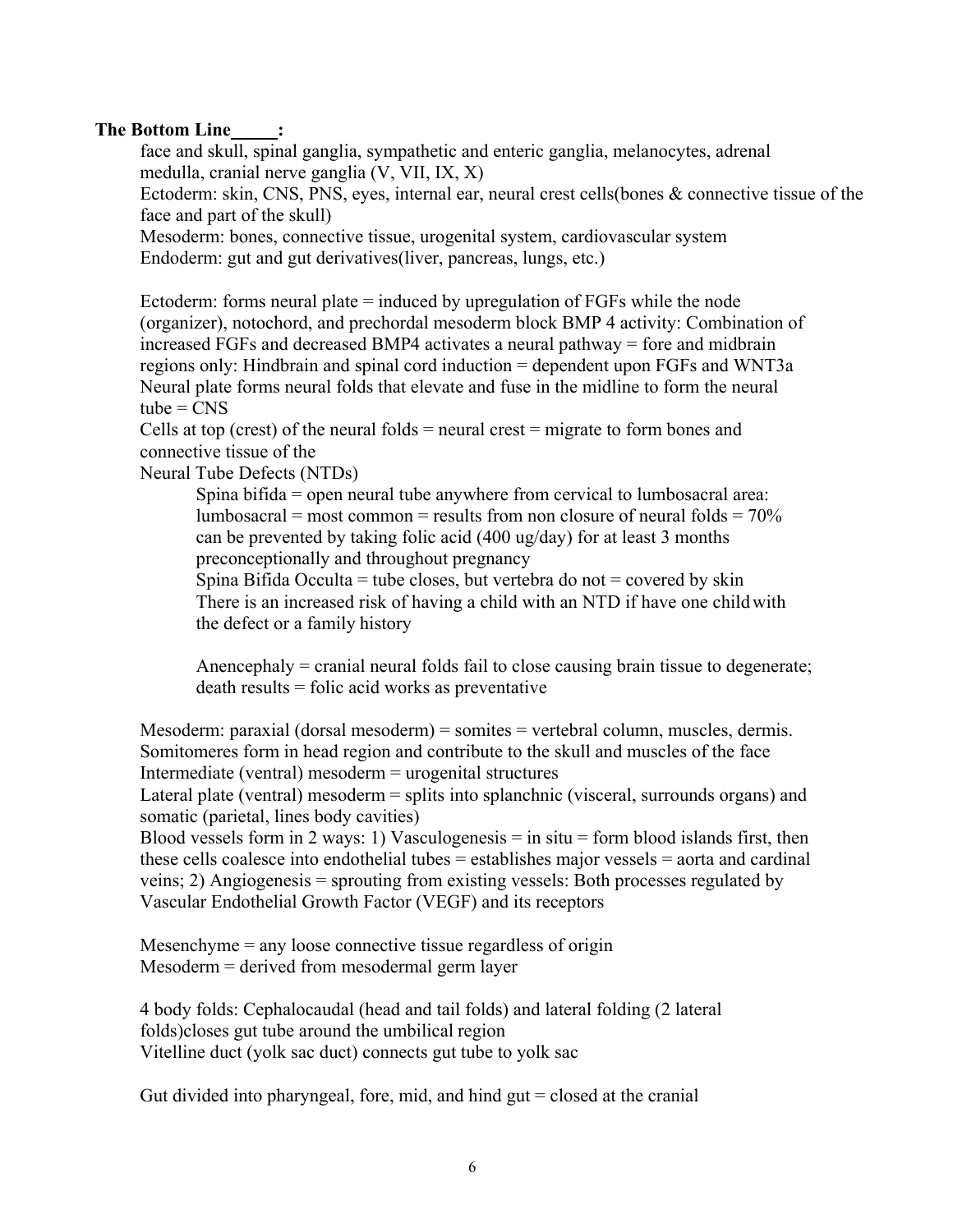**The Bottom Line_____:**

face and skull, spinal ganglia, sympathetic and enteric ganglia, melanocytes, adrenal medulla, cranial nerve ganglia (V, VII, IX, X)

Ectoderm: skin, CNS, PNS, eyes, internal ear, neural crest cells(bones & connective tissue of the face and part of the skull)

Mesoderm: bones, connective tissue, urogenital system, cardiovascular system

Endoderm: gut and gut derivatives(liver, pancreas, lungs, etc.)

Ectoderm: forms neural plate = induced by upregulation of FGFs while the node (organizer), notochord, and prechordal mesoderm block BMP 4 activity: Combination of increased FGFs and decreased BMP4 activates a neural pathway = fore and midbrain regions only: Hindbrain and spinal cord induction = dependent upon FGFs and WNT3a

Neural plate forms neural folds that elevate and fuse in the midline to form the neural tube = CNS

Cells at top (crest) of the neural folds = neural crest = migrate to form bones and connective tissue of the

Neural Tube Defects (NTDs)

> Spina bifida = open neural tube anywhere from cervical to lumbosacral area: lumbosacral = most common = results from non closure of neural folds = 70% can be prevented by taking folic acid (400 ug/day) for at least 3 months preconceptionally and throughout pregnancy
>
> Spina Bifida Occulta = tube closes, but vertebra do not = covered by skin
>
> There is an increased risk of having a child with an NTD if have one child with the defect or a family history
>
> Anencephaly = cranial neural folds fail to close causing brain tissue to degenerate; death results = folic acid works as preventative

Mesoderm: paraxial (dorsal mesoderm) = somites = vertebral column, muscles, dermis. Somitomeres form in head region and contribute to the skull and muscles of the face

Intermediate (ventral) mesoderm = urogenital structures

Lateral plate (ventral) mesoderm = splits into splanchnic (visceral, surrounds organs) and somatic (parietal, lines body cavities)

Blood vessels form in 2 ways: 1) Vasculogenesis = in situ = form blood islands first, then these cells coalesce into endothelial tubes = establishes major vessels = aorta and cardinal veins; 2) Angiogenesis = sprouting from existing vessels: Both processes regulated by Vascular Endothelial Growth Factor (VEGF) and its receptors

Mesenchyme = any loose connective tissue regardless of origin

Mesoderm = derived from mesodermal germ layer

4 body folds: Cephalocaudal (head and tail folds) and lateral folding (2 lateral folds)closes gut tube around the umbilical region

Vitelline duct (yolk sac duct) connects gut tube to yolk sac

Gut divided into pharyngeal, fore, mid, and hind gut = closed at the cranial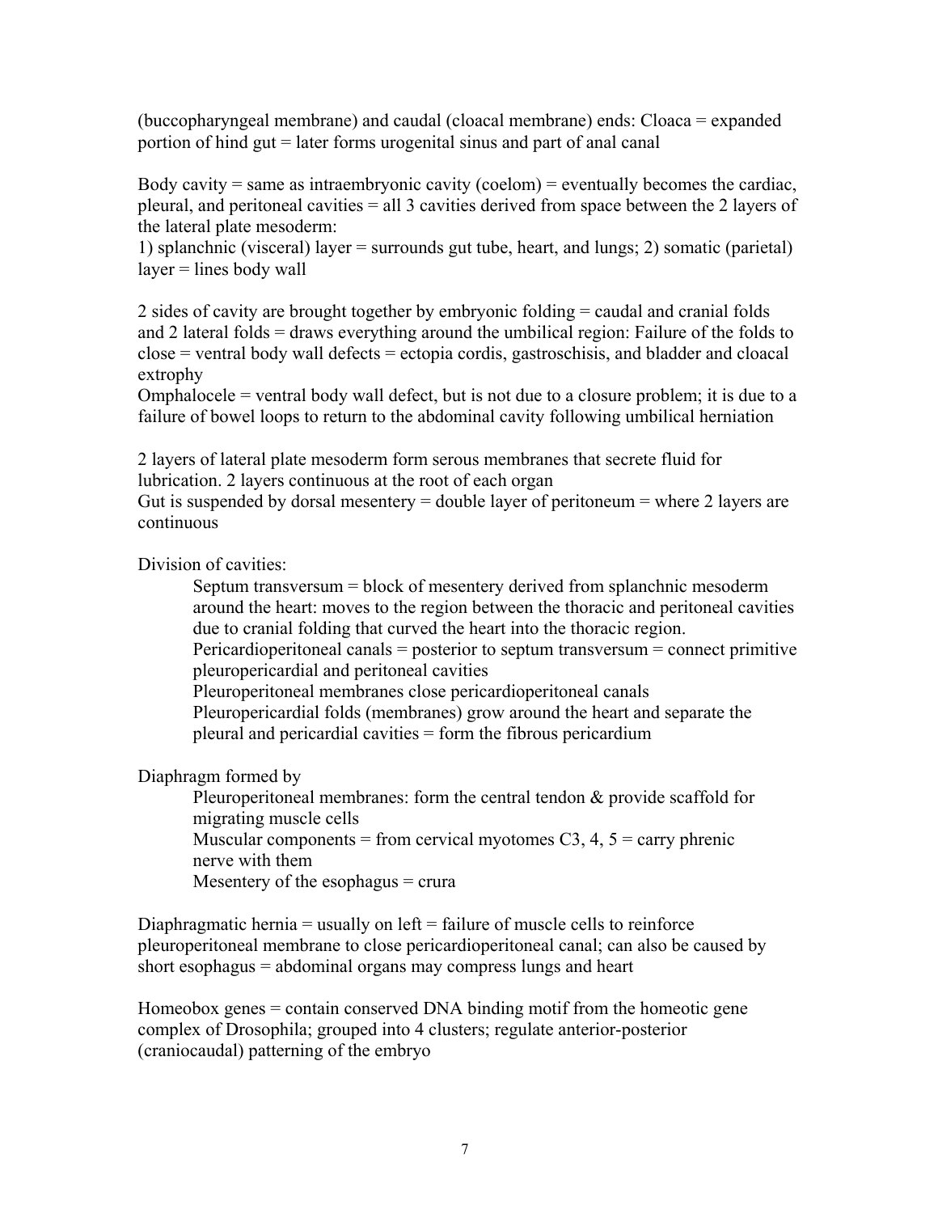(buccopharyngeal membrane) and caudal (cloacal membrane) ends: Cloaca = expanded portion of hind gut = later forms urogenital sinus and part of anal canal

Body cavity = same as intraembryonic cavity (coelom) = eventually becomes the cardiac, pleural, and peritoneal cavities = all 3 cavities derived from space between the 2 layers of the lateral plate mesoderm:
1) splanchnic (visceral) layer = surrounds gut tube, heart, and lungs; 2) somatic (parietal) layer = lines body wall

2 sides of cavity are brought together by embryonic folding = caudal and cranial folds and 2 lateral folds = draws everything around the umbilical region: Failure of the folds to close = ventral body wall defects = ectopia cordis, gastroschisis, and bladder and cloacal extrophy
Omphalocele = ventral body wall defect, but is not due to a closure problem; it is due to a failure of bowel loops to return to the abdominal cavity following umbilical herniation

2 layers of lateral plate mesoderm form serous membranes that secrete fluid for lubrication. 2 layers continuous at the root of each organ
Gut is suspended by dorsal mesentery = double layer of peritoneum = where 2 layers are continuous

Division of cavities:

> Septum transversum = block of mesentery derived from splanchnic mesoderm around the heart: moves to the region between the thoracic and peritoneal cavities due to cranial folding that curved the heart into the thoracic region.
> Pericardioperitoneal canals = posterior to septum transversum = connect primitive pleuropericardial and peritoneal cavities
> Pleuroperitoneal membranes close pericardioperitoneal canals
> Pleuropericardial folds (membranes) grow around the heart and separate the pleural and pericardial cavities = form the fibrous pericardium

Diaphragm formed by

> Pleuroperitoneal membranes: form the central tendon & provide scaffold for migrating muscle cells
> Muscular components = from cervical myotomes C3, 4, 5 = carry phrenic nerve with them
> Mesentery of the esophagus = crura

Diaphragmatic hernia = usually on left = failure of muscle cells to reinforce pleuroperitoneal membrane to close pericardioperitoneal canal; can also be caused by short esophagus = abdominal organs may compress lungs and heart

Homeobox genes = contain conserved DNA binding motif from the homeotic gene complex of Drosophila; grouped into 4 clusters; regulate anterior-posterior (craniocaudal) patterning of the embryo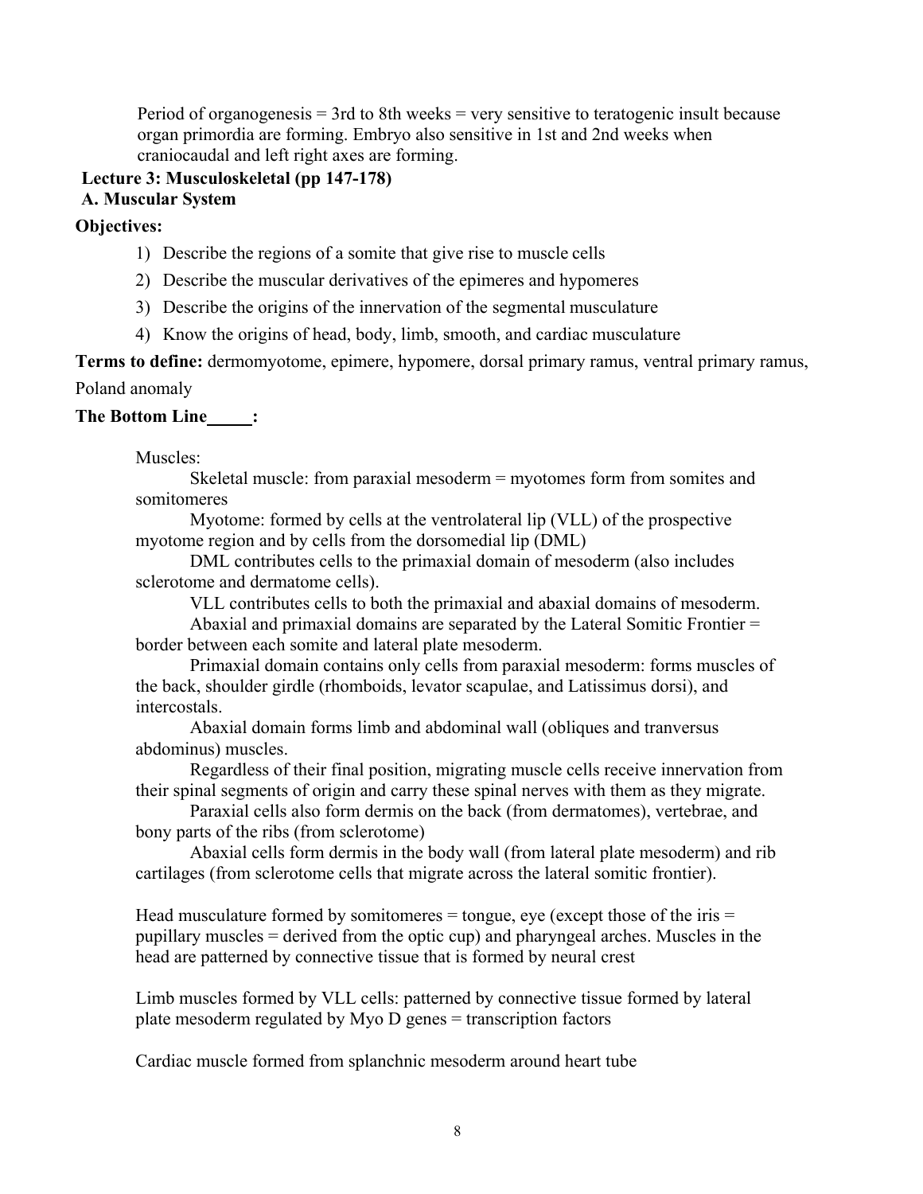Period of organogenesis = 3rd to 8th weeks = very sensitive to teratogenic insult because organ primordia are forming. Embryo also sensitive in 1st and 2nd weeks when craniocaudal and left right axes are forming.

## Lecture 3: Musculoskeletal (pp 147-178)

### A. Muscular System

**Objectives:**

1) Describe the regions of a somite that give rise to muscle cells
2) Describe the muscular derivatives of the epimeres and hypomeres
3) Describe the origins of the innervation of the segmental musculature
4) Know the origins of head, body, limb, smooth, and cardiac musculature

**Terms to define:** dermomyotome, epimere, hypomere, dorsal primary ramus, ventral primary ramus, Poland anomaly

**The Bottom Line_____:**

Muscles:

Skeletal muscle: from paraxial mesoderm = myotomes form from somites and somitomeres

Myotome: formed by cells at the ventrolateral lip (VLL) of the prospective myotome region and by cells from the dorsomedial lip (DML)

DML contributes cells to the primaxial domain of mesoderm (also includes sclerotome and dermatome cells).

VLL contributes cells to both the primaxial and abaxial domains of mesoderm.

Abaxial and primaxial domains are separated by the Lateral Somitic Frontier = border between each somite and lateral plate mesoderm.

Primaxial domain contains only cells from paraxial mesoderm: forms muscles of the back, shoulder girdle (rhomboids, levator scapulae, and Latissimus dorsi), and intercostals.

Abaxial domain forms limb and abdominal wall (obliques and tranversus abdominus) muscles.

Regardless of their final position, migrating muscle cells receive innervation from their spinal segments of origin and carry these spinal nerves with them as they migrate.

Paraxial cells also form dermis on the back (from dermatomes), vertebrae, and bony parts of the ribs (from sclerotome)

Abaxial cells form dermis in the body wall (from lateral plate mesoderm) and rib cartilages (from sclerotome cells that migrate across the lateral somitic frontier).

Head musculature formed by somitomeres = tongue, eye (except those of the iris = pupillary muscles = derived from the optic cup) and pharyngeal arches. Muscles in the head are patterned by connective tissue that is formed by neural crest

Limb muscles formed by VLL cells: patterned by connective tissue formed by lateral plate mesoderm regulated by Myo D genes = transcription factors

Cardiac muscle formed from splanchnic mesoderm around heart tube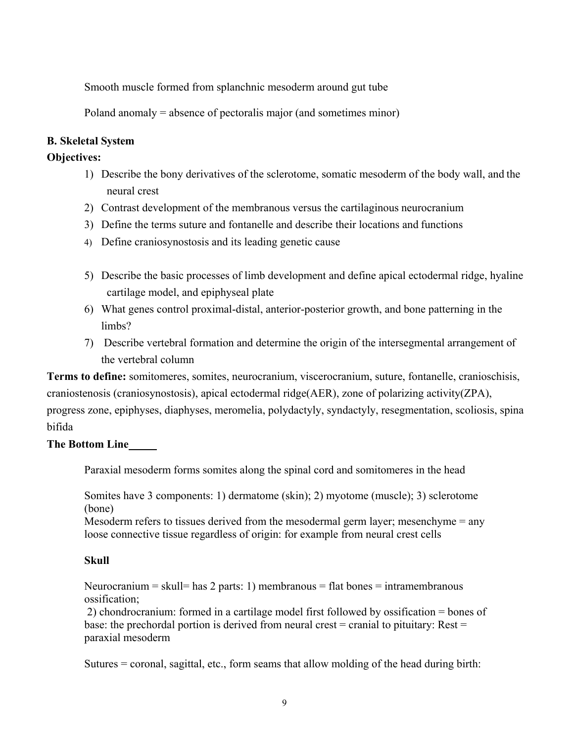Smooth muscle formed from splanchnic mesoderm around gut tube

Poland anomaly = absence of pectoralis major (and sometimes minor)

**B. Skeletal System**

**Objectives:**

1) Describe the bony derivatives of the sclerotome, somatic mesoderm of the body wall, and the neural crest
2) Contrast development of the membranous versus the cartilaginous neurocranium
3) Define the terms suture and fontanelle and describe their locations and functions
4) Define craniosynostosis and its leading genetic cause
5) Describe the basic processes of limb development and define apical ectodermal ridge, hyaline cartilage model, and epiphyseal plate
6) What genes control proximal-distal, anterior-posterior growth, and bone patterning in the limbs?
7) Describe vertebral formation and determine the origin of the intersegmental arrangement of the vertebral column

**Terms to define:** somitomeres, somites, neurocranium, viscerocranium, suture, fontanelle, cranioschisis, craniostenosis (craniosynostosis), apical ectodermal ridge(AER), zone of polarizing activity(ZPA), progress zone, epiphyses, diaphyses, meromelia, polydactyly, syndactyly, resegmentation, scoliosis, spina bifida

**The Bottom Line**

Paraxial mesoderm forms somites along the spinal cord and somitomeres in the head

Somites have 3 components: 1) dermatome (skin); 2) myotome (muscle); 3) sclerotome (bone)
Mesoderm refers to tissues derived from the mesodermal germ layer; mesenchyme = any loose connective tissue regardless of origin: for example from neural crest cells

**Skull**

Neurocranium = skull= has 2 parts: 1) membranous = flat bones = intramembranous ossification;
2) chondrocranium: formed in a cartilage model first followed by ossification = bones of base: the prechordal portion is derived from neural crest = cranial to pituitary: Rest = paraxial mesoderm

Sutures = coronal, sagittal, etc., form seams that allow molding of the head during birth: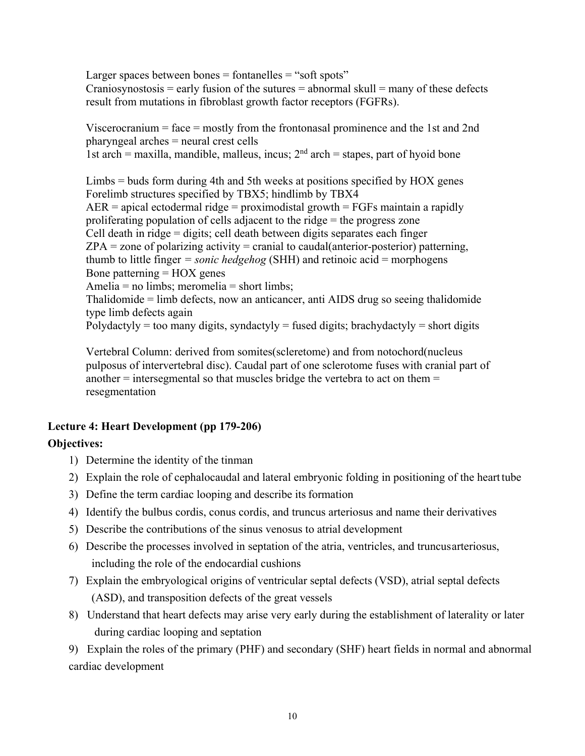Larger spaces between bones = fontanelles = "soft spots"
Craniosynostosis = early fusion of the sutures = abnormal skull = many of these defects result from mutations in fibroblast growth factor receptors (FGFRs).

Viscerocranium = face = mostly from the frontonasal prominence and the 1st and 2nd pharyngeal arches = neural crest cells
1st arch = maxilla, mandible, malleus, incus; 2nd arch = stapes, part of hyoid bone

Limbs = buds form during 4th and 5th weeks at positions specified by HOX genes
Forelimb structures specified by TBX5; hindlimb by TBX4
AER = apical ectodermal ridge = proximodistal growth = FGFs maintain a rapidly proliferating population of cells adjacent to the ridge = the progress zone
Cell death in ridge = digits; cell death between digits separates each finger
ZPA = zone of polarizing activity = cranial to caudal(anterior-posterior) patterning, thumb to little finger = *sonic hedgehog* (SHH) and retinoic acid = morphogens
Bone patterning = HOX genes
Amelia = no limbs; meromelia = short limbs;
Thalidomide = limb defects, now an anticancer, anti AIDS drug so seeing thalidomide type limb defects again
Polydactyly = too many digits, syndactyly = fused digits; brachydactyly = short digits

Vertebral Column: derived from somites(scleretome) and from notochord(nucleus pulposus of intervertebral disc). Caudal part of one sclerotome fuses with cranial part of another = intersegmental so that muscles bridge the vertebra to act on them = resegmentation

**Lecture 4: Heart Development (pp 179-206)**

**Objectives:**

1) Determine the identity of the tinman
2) Explain the role of cephalocaudal and lateral embryonic folding in positioning of the heart tube
3) Define the term cardiac looping and describe its formation
4) Identify the bulbus cordis, conus cordis, and truncus arteriosus and name their derivatives
5) Describe the contributions of the sinus venosus to atrial development
6) Describe the processes involved in septation of the atria, ventricles, and truncus arteriosus, including the role of the endocardial cushions
7) Explain the embryological origins of ventricular septal defects (VSD), atrial septal defects (ASD), and transposition defects of the great vessels
8) Understand that heart defects may arise very early during the establishment of laterality or later during cardiac looping and septation
9) Explain the roles of the primary (PHF) and secondary (SHF) heart fields in normal and abnormal cardiac development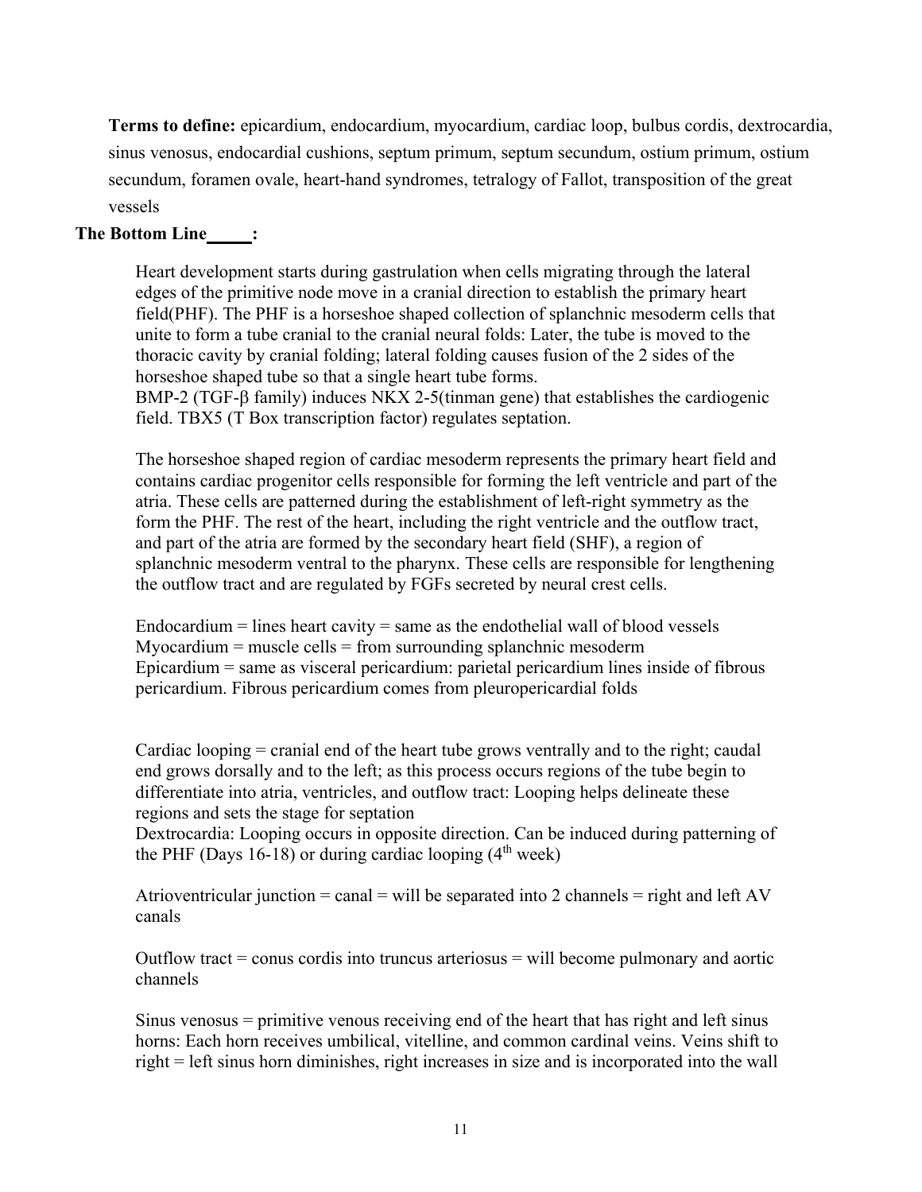**Terms to define:** epicardium, endocardium, myocardium, cardiac loop, bulbus cordis, dextrocardia, sinus venosus, endocardial cushions, septum primum, septum secundum, ostium primum, ostium secundum, foramen ovale, heart-hand syndromes, tetralogy of Fallot, transposition of the great vessels

**The Bottom Line\_\_\_\_\_:**

Heart development starts during gastrulation when cells migrating through the lateral edges of the primitive node move in a cranial direction to establish the primary heart field(PHF). The PHF is a horseshoe shaped collection of splanchnic mesoderm cells that unite to form a tube cranial to the cranial neural folds: Later, the tube is moved to the thoracic cavity by cranial folding; lateral folding causes fusion of the 2 sides of the horseshoe shaped tube so that a single heart tube forms.
BMP-2 (TGF-β family) induces NKX 2-5(tinman gene) that establishes the cardiogenic field. TBX5 (T Box transcription factor) regulates septation.

The horseshoe shaped region of cardiac mesoderm represents the primary heart field and contains cardiac progenitor cells responsible for forming the left ventricle and part of the atria. These cells are patterned during the establishment of left-right symmetry as the form the PHF. The rest of the heart, including the right ventricle and the outflow tract, and part of the atria are formed by the secondary heart field (SHF), a region of splanchnic mesoderm ventral to the pharynx. These cells are responsible for lengthening the outflow tract and are regulated by FGFs secreted by neural crest cells.

Endocardium = lines heart cavity = same as the endothelial wall of blood vessels
Myocardium = muscle cells = from surrounding splanchnic mesoderm
Epicardium = same as visceral pericardium: parietal pericardium lines inside of fibrous pericardium. Fibrous pericardium comes from pleuropericardial folds

Cardiac looping = cranial end of the heart tube grows ventrally and to the right; caudal end grows dorsally and to the left; as this process occurs regions of the tube begin to differentiate into atria, ventricles, and outflow tract: Looping helps delineate these regions and sets the stage for septation
Dextrocardia: Looping occurs in opposite direction. Can be induced during patterning of the PHF (Days 16-18) or during cardiac looping (4$^{th}$ week)

Atrioventricular junction = canal = will be separated into 2 channels = right and left AV canals

Outflow tract = conus cordis into truncus arteriosus = will become pulmonary and aortic channels

Sinus venosus = primitive venous receiving end of the heart that has right and left sinus horns: Each horn receives umbilical, vitelline, and common cardinal veins. Veins shift to right = left sinus horn diminishes, right increases in size and is incorporated into the wall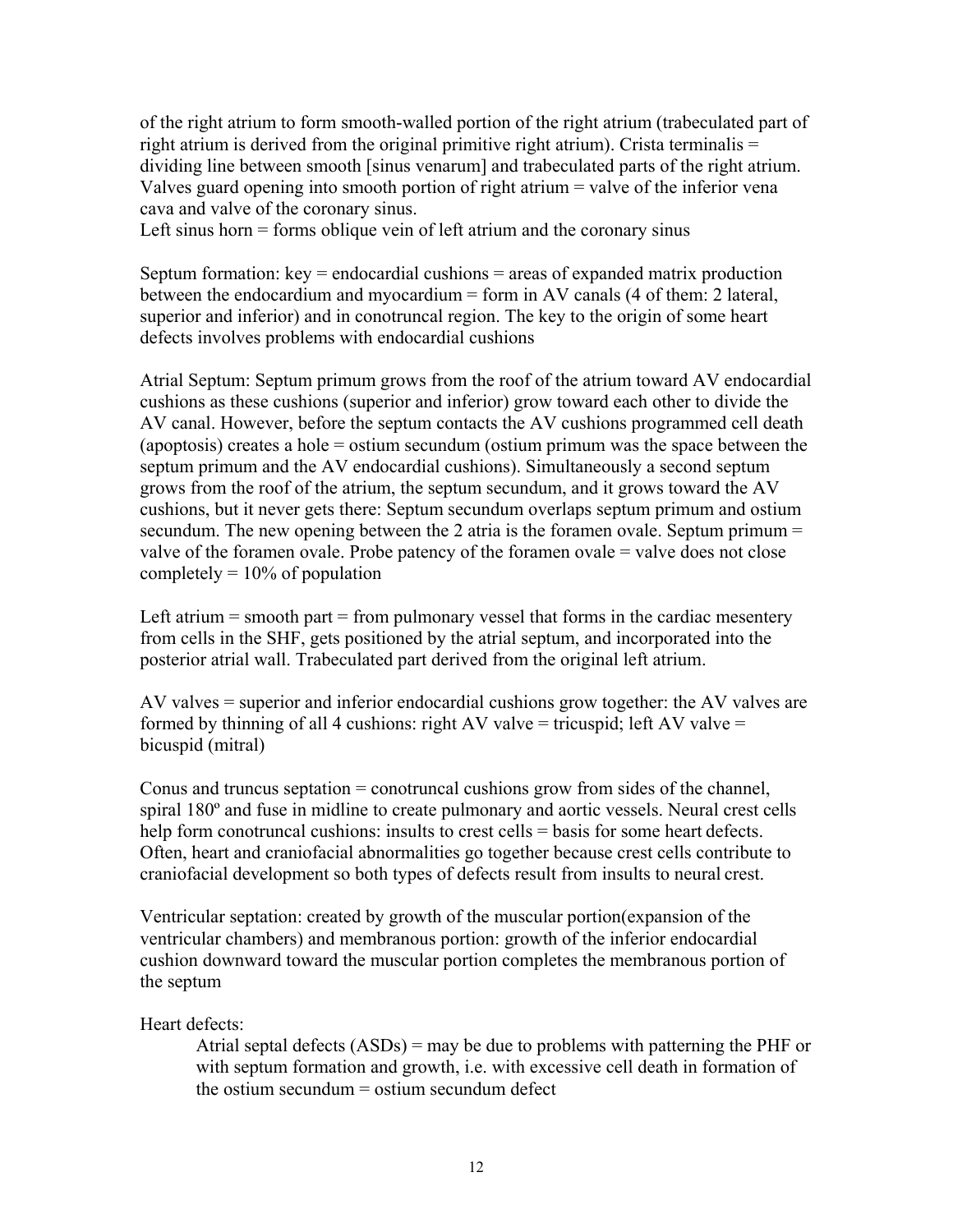of the right atrium to form smooth-walled portion of the right atrium (trabeculated part of right atrium is derived from the original primitive right atrium). Crista terminalis = dividing line between smooth [sinus venarum] and trabeculated parts of the right atrium. Valves guard opening into smooth portion of right atrium = valve of the inferior vena cava and valve of the coronary sinus.
Left sinus horn = forms oblique vein of left atrium and the coronary sinus

Septum formation: key = endocardial cushions = areas of expanded matrix production between the endocardium and myocardium = form in AV canals (4 of them: 2 lateral, superior and inferior) and in conotruncal region. The key to the origin of some heart defects involves problems with endocardial cushions

Atrial Septum: Septum primum grows from the roof of the atrium toward AV endocardial cushions as these cushions (superior and inferior) grow toward each other to divide the AV canal. However, before the septum contacts the AV cushions programmed cell death (apoptosis) creates a hole = ostium secundum (ostium primum was the space between the septum primum and the AV endocardial cushions). Simultaneously a second septum grows from the roof of the atrium, the septum secundum, and it grows toward the AV cushions, but it never gets there: Septum secundum overlaps septum primum and ostium secundum. The new opening between the 2 atria is the foramen ovale. Septum primum = valve of the foramen ovale. Probe patency of the foramen ovale = valve does not close completely = 10% of population

Left atrium = smooth part = from pulmonary vessel that forms in the cardiac mesentery from cells in the SHF, gets positioned by the atrial septum, and incorporated into the posterior atrial wall. Trabeculated part derived from the original left atrium.

AV valves = superior and inferior endocardial cushions grow together: the AV valves are formed by thinning of all 4 cushions: right AV valve = tricuspid; left AV valve = bicuspid (mitral)

Conus and truncus septation = conotruncal cushions grow from sides of the channel, spiral 180º and fuse in midline to create pulmonary and aortic vessels. Neural crest cells help form conotruncal cushions: insults to crest cells = basis for some heart defects. Often, heart and craniofacial abnormalities go together because crest cells contribute to craniofacial development so both types of defects result from insults to neural crest.

Ventricular septation: created by growth of the muscular portion(expansion of the ventricular chambers) and membranous portion: growth of the inferior endocardial cushion downward toward the muscular portion completes the membranous portion of the septum

Heart defects:

> Atrial septal defects (ASDs) = may be due to problems with patterning the PHF or with septum formation and growth, i.e. with excessive cell death in formation of the ostium secundum = ostium secundum defect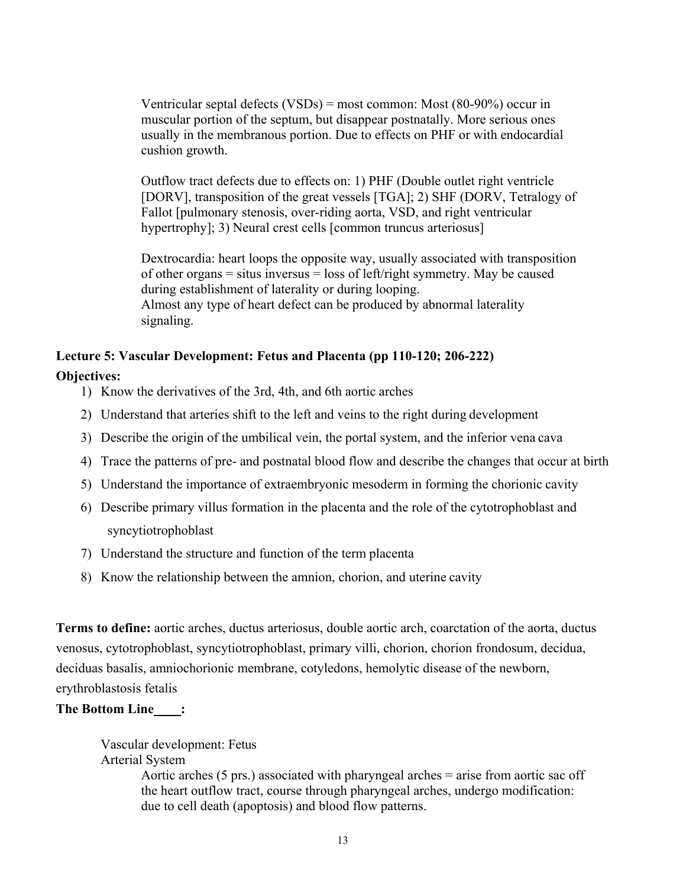Ventricular septal defects (VSDs) = most common: Most (80-90%) occur in muscular portion of the septum, but disappear postnatally. More serious ones usually in the membranous portion. Due to effects on PHF or with endocardial cushion growth.

Outflow tract defects due to effects on: 1) PHF (Double outlet right ventricle [DORV], transposition of the great vessels [TGA]; 2) SHF (DORV, Tetralogy of Fallot [pulmonary stenosis, over-riding aorta, VSD, and right ventricular hypertrophy]; 3) Neural crest cells [common truncus arteriosus]

Dextrocardia: heart loops the opposite way, usually associated with transposition of other organs = situs inversus = loss of left/right symmetry. May be caused during establishment of laterality or during looping.
Almost any type of heart defect can be produced by abnormal laterality signaling.

## Lecture 5: Vascular Development: Fetus and Placenta (pp 110-120; 206-222)

**Objectives:**

1) Know the derivatives of the 3rd, 4th, and 6th aortic arches
2) Understand that arteries shift to the left and veins to the right during development
3) Describe the origin of the umbilical vein, the portal system, and the inferior vena cava
4) Trace the patterns of pre- and postnatal blood flow and describe the changes that occur at birth
5) Understand the importance of extraembryonic mesoderm in forming the chorionic cavity
6) Describe primary villus formation in the placenta and the role of the cytotrophoblast and syncytiotrophoblast
7) Understand the structure and function of the term placenta
8) Know the relationship between the amnion, chorion, and uterine cavity

**Terms to define:** aortic arches, ductus arteriosus, double aortic arch, coarctation of the aorta, ductus venosus, cytotrophoblast, syncytiotrophoblast, primary villi, chorion, chorion frondosum, decidua, deciduas basalis, amniochorionic membrane, cotyledons, hemolytic disease of the newborn, erythroblastosis fetalis

**The Bottom Line____:**

Vascular development: Fetus
Arterial System
Aortic arches (5 prs.) associated with pharyngeal arches = arise from aortic sac off the heart outflow tract, course through pharyngeal arches, undergo modification: due to cell death (apoptosis) and blood flow patterns.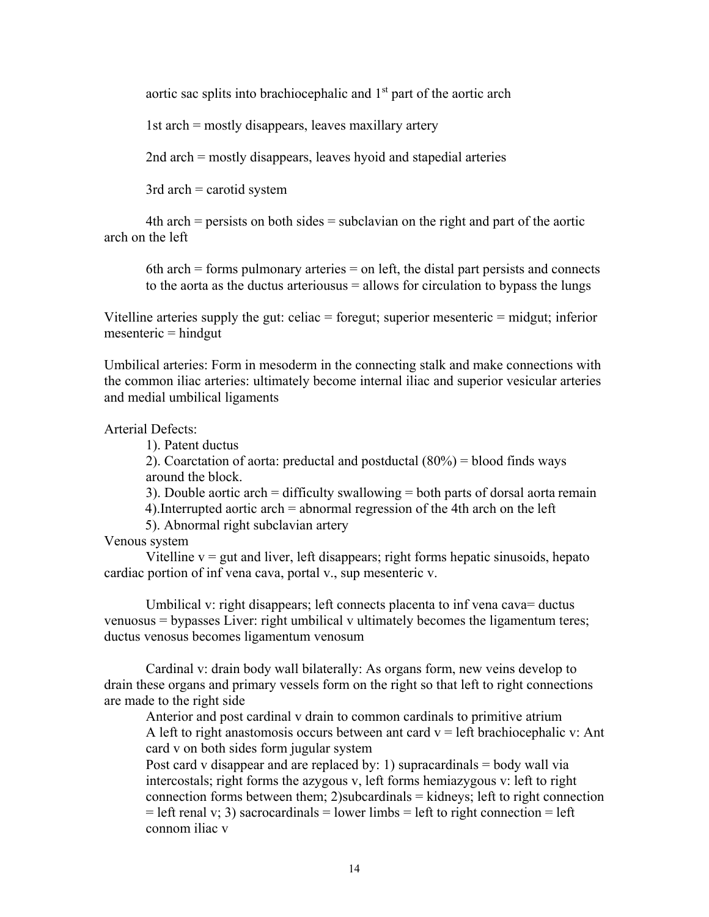aortic sac splits into brachiocephalic and 1st part of the aortic arch

1st arch = mostly disappears, leaves maxillary artery

2nd arch = mostly disappears, leaves hyoid and stapedial arteries

3rd arch = carotid system

4th arch = persists on both sides = subclavian on the right and part of the aortic arch on the left

6th arch = forms pulmonary arteries = on left, the distal part persists and connects to the aorta as the ductus arteriousus = allows for circulation to bypass the lungs

Vitelline arteries supply the gut: celiac = foregut; superior mesenteric = midgut; inferior mesenteric = hindgut

Umbilical arteries: Form in mesoderm in the connecting stalk and make connections with the common iliac arteries: ultimately become internal iliac and superior vesicular arteries and medial umbilical ligaments

Arterial Defects:

1). Patent ductus

2). Coarctation of aorta: preductal and postductal (80%) = blood finds ways around the block.

3). Double aortic arch = difficulty swallowing = both parts of dorsal aorta remain

4).Interrupted aortic arch = abnormal regression of the 4th arch on the left

5). Abnormal right subclavian artery

Venous system

Vitelline v = gut and liver, left disappears; right forms hepatic sinusoids, hepato cardiac portion of inf vena cava, portal v., sup mesenteric v.

Umbilical v: right disappears; left connects placenta to inf vena cava= ductus venuosus = bypasses Liver: right umbilical v ultimately becomes the ligamentum teres; ductus venosus becomes ligamentum venosum

Cardinal v: drain body wall bilaterally: As organs form, new veins develop to drain these organs and primary vessels form on the right so that left to right connections are made to the right side

Anterior and post cardinal v drain to common cardinals to primitive atrium

A left to right anastomosis occurs between ant card v = left brachiocephalic v: Ant card v on both sides form jugular system

Post card v disappear and are replaced by: 1) supracardinals = body wall via intercostals; right forms the azygous v, left forms hemiazygous v: left to right connection forms between them; 2)subcardinals = kidneys; left to right connection = left renal v; 3) sacrocardinals = lower limbs = left to right connection = left connom iliac v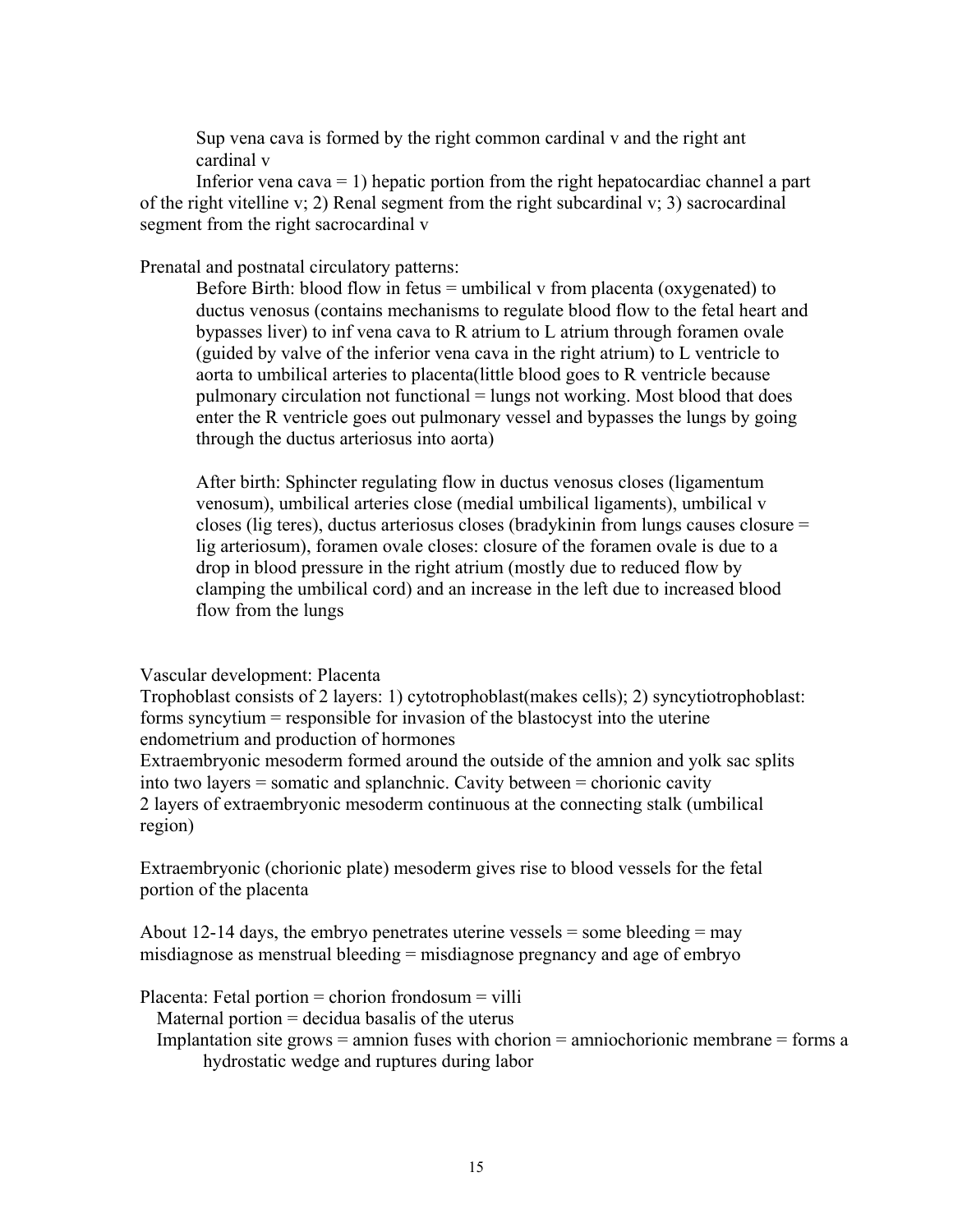Sup vena cava is formed by the right common cardinal v and the right ant cardinal v

Inferior vena cava = 1) hepatic portion from the right hepatocardiac channel a part of the right vitelline v; 2) Renal segment from the right subcardinal v; 3) sacrocardinal segment from the right sacrocardinal v

Prenatal and postnatal circulatory patterns:

Before Birth: blood flow in fetus = umbilical v from placenta (oxygenated) to ductus venosus (contains mechanisms to regulate blood flow to the fetal heart and bypasses liver) to inf vena cava to R atrium to L atrium through foramen ovale (guided by valve of the inferior vena cava in the right atrium) to L ventricle to aorta to umbilical arteries to placenta(little blood goes to R ventricle because pulmonary circulation not functional = lungs not working. Most blood that does enter the R ventricle goes out pulmonary vessel and bypasses the lungs by going through the ductus arteriosus into aorta)

After birth: Sphincter regulating flow in ductus venosus closes (ligamentum venosum), umbilical arteries close (medial umbilical ligaments), umbilical v closes (lig teres), ductus arteriosus closes (bradykinin from lungs causes closure = lig arteriosum), foramen ovale closes: closure of the foramen ovale is due to a drop in blood pressure in the right atrium (mostly due to reduced flow by clamping the umbilical cord) and an increase in the left due to increased blood flow from the lungs

Vascular development: Placenta

Trophoblast consists of 2 layers: 1) cytotrophoblast(makes cells); 2) syncytiotrophoblast: forms syncytium = responsible for invasion of the blastocyst into the uterine endometrium and production of hormones

Extraembryonic mesoderm formed around the outside of the amnion and yolk sac splits into two layers = somatic and splanchnic. Cavity between = chorionic cavity

2 layers of extraembryonic mesoderm continuous at the connecting stalk (umbilical region)

Extraembryonic (chorionic plate) mesoderm gives rise to blood vessels for the fetal portion of the placenta

About 12-14 days, the embryo penetrates uterine vessels = some bleeding = may misdiagnose as menstrual bleeding = misdiagnose pregnancy and age of embryo

Placenta: Fetal portion = chorion frondosum = villi

Maternal portion = decidua basalis of the uterus

Implantation site grows = amnion fuses with chorion = amniochorionic membrane = forms a hydrostatic wedge and ruptures during labor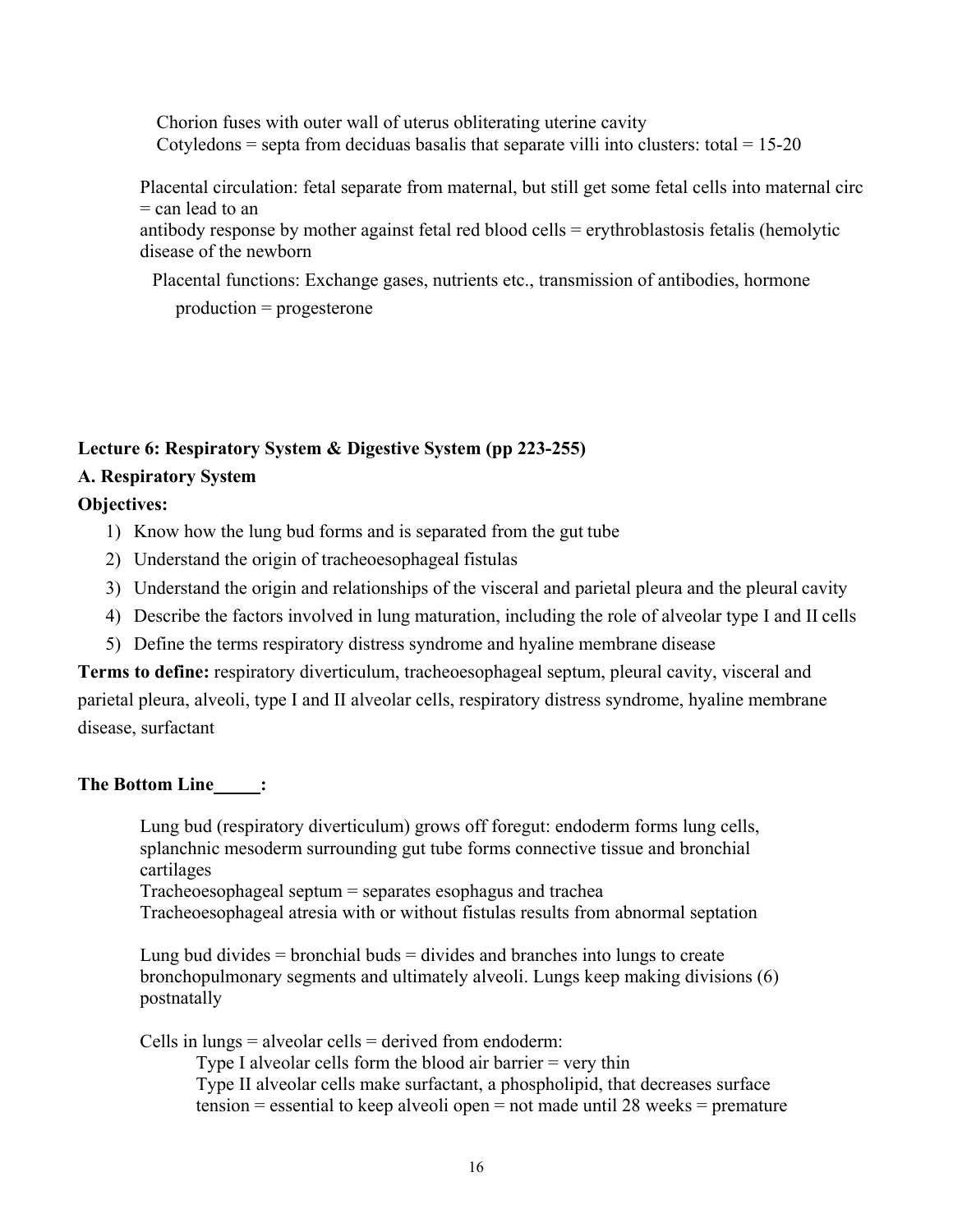Chorion fuses with outer wall of uterus obliterating uterine cavity
Cotyledons = septa from deciduas basalis that separate villi into clusters: total = 15-20

Placental circulation: fetal separate from maternal, but still get some fetal cells into maternal circ = can lead to an
antibody response by mother against fetal red blood cells = erythroblastosis fetalis (hemolytic disease of the newborn

Placental functions: Exchange gases, nutrients etc., transmission of antibodies, hormone production = progesterone

**Lecture 6: Respiratory System & Digestive System (pp 223-255)**

**A. Respiratory System**

**Objectives:**

1) Know how the lung bud forms and is separated from the gut tube
2) Understand the origin of tracheoesophageal fistulas
3) Understand the origin and relationships of the visceral and parietal pleura and the pleural cavity
4) Describe the factors involved in lung maturation, including the role of alveolar type I and II cells
5) Define the terms respiratory distress syndrome and hyaline membrane disease

**Terms to define:** respiratory diverticulum, tracheoesophageal septum, pleural cavity, visceral and parietal pleura, alveoli, type I and II alveolar cells, respiratory distress syndrome, hyaline membrane disease, surfactant

**The Bottom Line\_\_\_\_\_:**

Lung bud (respiratory diverticulum) grows off foregut: endoderm forms lung cells, splanchnic mesoderm surrounding gut tube forms connective tissue and bronchial cartilages
Tracheoesophageal septum = separates esophagus and trachea
Tracheoesophageal atresia with or without fistulas results from abnormal septation

Lung bud divides = bronchial buds = divides and branches into lungs to create bronchopulmonary segments and ultimately alveoli. Lungs keep making divisions (6) postnatally

Cells in lungs = alveolar cells = derived from endoderm:
Type I alveolar cells form the blood air barrier = very thin
Type II alveolar cells make surfactant, a phospholipid, that decreases surface tension = essential to keep alveoli open = not made until 28 weeks = premature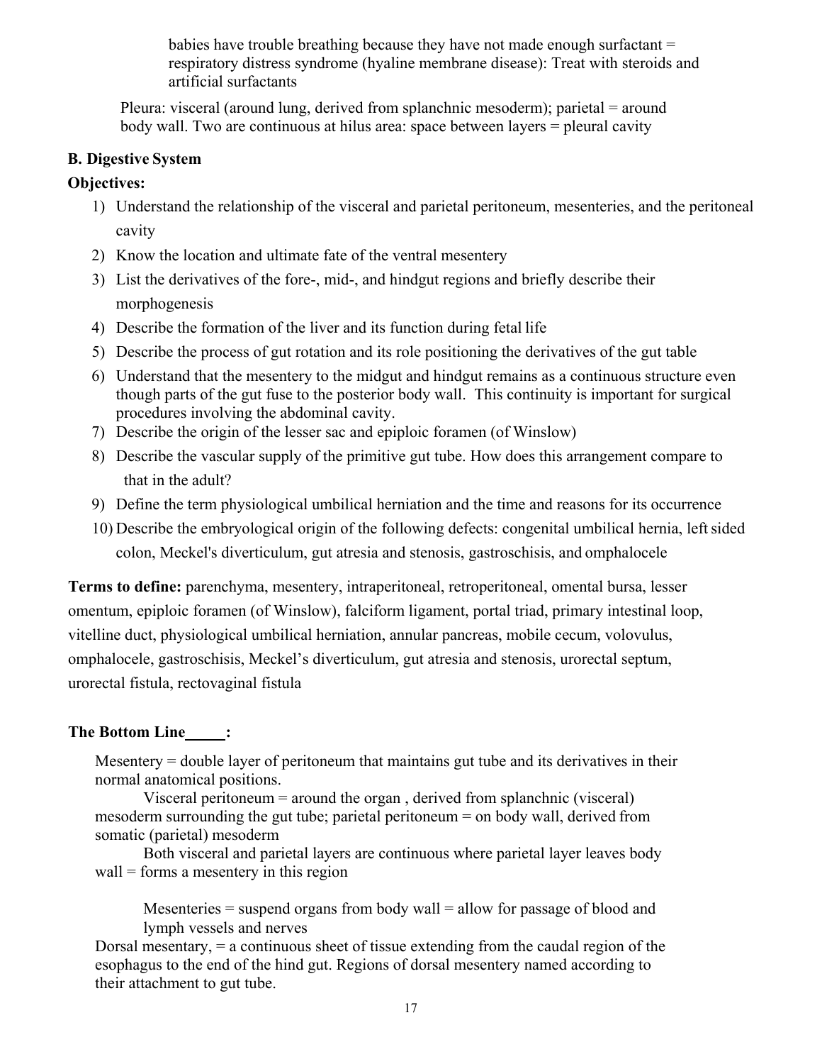babies have trouble breathing because they have not made enough surfactant = respiratory distress syndrome (hyaline membrane disease): Treat with steroids and artificial surfactants

Pleura: visceral (around lung, derived from splanchnic mesoderm); parietal = around body wall. Two are continuous at hilus area: space between layers = pleural cavity

### B. Digestive System

**Objectives:**

1) Understand the relationship of the visceral and parietal peritoneum, mesenteries, and the peritoneal cavity
2) Know the location and ultimate fate of the ventral mesentery
3) List the derivatives of the fore-, mid-, and hindgut regions and briefly describe their morphogenesis
4) Describe the formation of the liver and its function during fetal life
5) Describe the process of gut rotation and its role positioning the derivatives of the gut table
6) Understand that the mesentery to the midgut and hindgut remains as a continuous structure even though parts of the gut fuse to the posterior body wall. This continuity is important for surgical procedures involving the abdominal cavity.
7) Describe the origin of the lesser sac and epiploic foramen (of Winslow)
8) Describe the vascular supply of the primitive gut tube. How does this arrangement compare to that in the adult?
9) Define the term physiological umbilical herniation and the time and reasons for its occurrence
10) Describe the embryological origin of the following defects: congenital umbilical hernia, left sided colon, Meckel's diverticulum, gut atresia and stenosis, gastroschisis, and omphalocele

**Terms to define:** parenchyma, mesentery, intraperitoneal, retroperitoneal, omental bursa, lesser omentum, epiploic foramen (of Winslow), falciform ligament, portal triad, primary intestinal loop, vitelline duct, physiological umbilical herniation, annular pancreas, mobile cecum, volovulus, omphalocele, gastroschisis, Meckel's diverticulum, gut atresia and stenosis, urorectal septum, urorectal fistula, rectovaginal fistula

**The Bottom Line_____:**

Mesentery = double layer of peritoneum that maintains gut tube and its derivatives in their normal anatomical positions.

Visceral peritoneum = around the organ , derived from splanchnic (visceral) mesoderm surrounding the gut tube; parietal peritoneum = on body wall, derived from somatic (parietal) mesoderm

Both visceral and parietal layers are continuous where parietal layer leaves body wall = forms a mesentery in this region

Mesenteries = suspend organs from body wall = allow for passage of blood and lymph vessels and nerves

Dorsal mesentary, = a continuous sheet of tissue extending from the caudal region of the esophagus to the end of the hind gut. Regions of dorsal mesentery named according to their attachment to gut tube.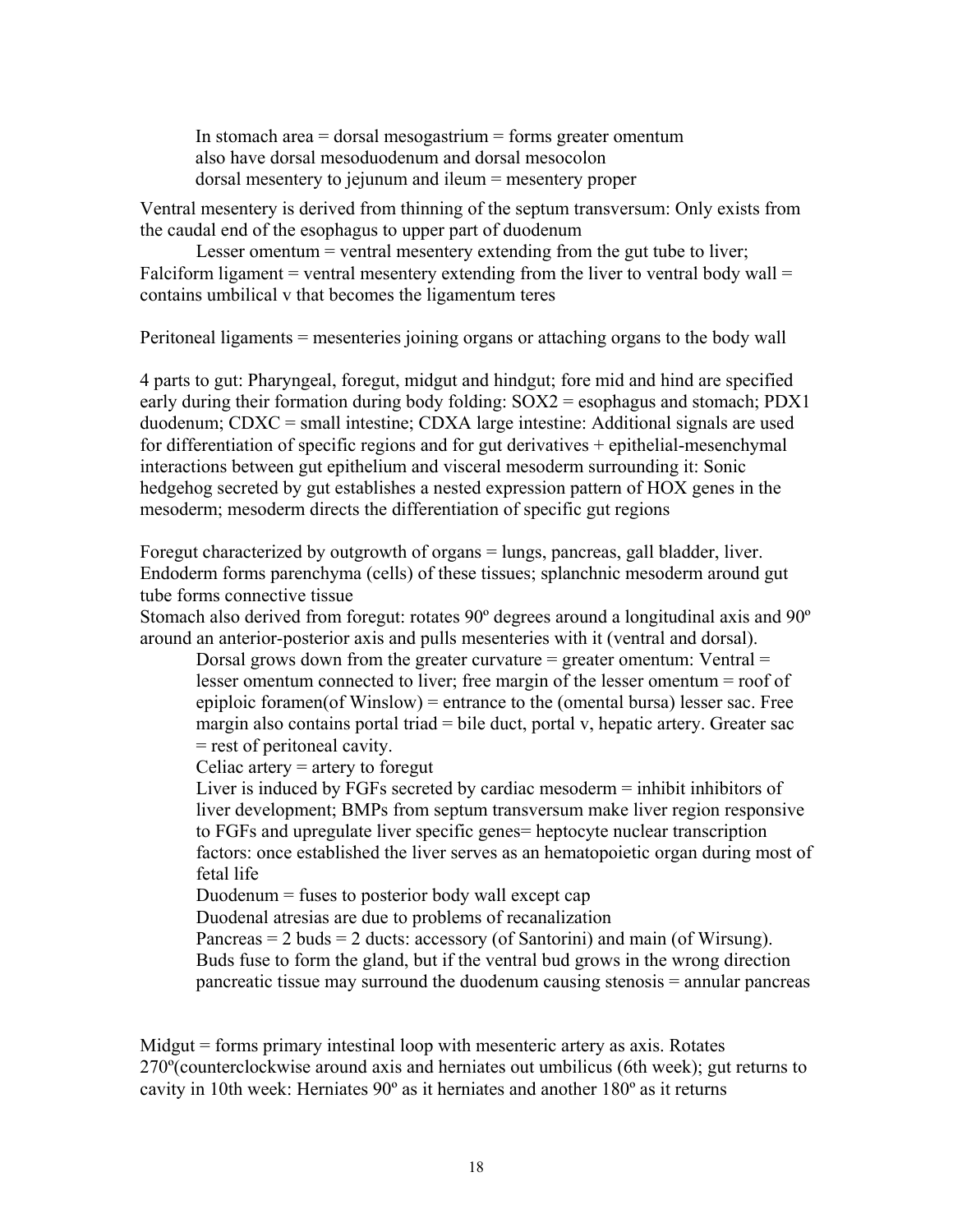In stomach area = dorsal mesogastrium = forms greater omentum
also have dorsal mesoduodenum and dorsal mesocolon
dorsal mesentery to jejunum and ileum = mesentery proper

Ventral mesentery is derived from thinning of the septum transversum: Only exists from the caudal end of the esophagus to upper part of duodenum

Lesser omentum = ventral mesentery extending from the gut tube to liver; Falciform ligament = ventral mesentery extending from the liver to ventral body wall = contains umbilical v that becomes the ligamentum teres

Peritoneal ligaments = mesenteries joining organs or attaching organs to the body wall

4 parts to gut: Pharyngeal, foregut, midgut and hindgut; fore mid and hind are specified early during their formation during body folding: SOX2 = esophagus and stomach; PDX1 duodenum; CDXC = small intestine; CDXA large intestine: Additional signals are used for differentiation of specific regions and for gut derivatives + epithelial-mesenchymal interactions between gut epithelium and visceral mesoderm surrounding it: Sonic hedgehog secreted by gut establishes a nested expression pattern of HOX genes in the mesoderm; mesoderm directs the differentiation of specific gut regions

Foregut characterized by outgrowth of organs = lungs, pancreas, gall bladder, liver. Endoderm forms parenchyma (cells) of these tissues; splanchnic mesoderm around gut tube forms connective tissue

Stomach also derived from foregut: rotates 90º degrees around a longitudinal axis and 90º around an anterior-posterior axis and pulls mesenteries with it (ventral and dorsal).

Dorsal grows down from the greater curvature = greater omentum: Ventral = lesser omentum connected to liver; free margin of the lesser omentum = roof of epiploic foramen(of Winslow) = entrance to the (omental bursa) lesser sac. Free margin also contains portal triad = bile duct, portal v, hepatic artery. Greater sac = rest of peritoneal cavity.

Celiac artery = artery to foregut

Liver is induced by FGFs secreted by cardiac mesoderm = inhibit inhibitors of liver development; BMPs from septum transversum make liver region responsive to FGFs and upregulate liver specific genes= heptocyte nuclear transcription factors: once established the liver serves as an hematopoietic organ during most of fetal life

Duodenum = fuses to posterior body wall except cap

Duodenal atresias are due to problems of recanalization

Pancreas = 2 buds = 2 ducts: accessory (of Santorini) and main (of Wirsung). Buds fuse to form the gland, but if the ventral bud grows in the wrong direction pancreatic tissue may surround the duodenum causing stenosis = annular pancreas

Midgut = forms primary intestinal loop with mesenteric artery as axis. Rotates 270º(counterclockwise around axis and herniates out umbilicus (6th week); gut returns to cavity in 10th week: Herniates 90º as it herniates and another 180º as it returns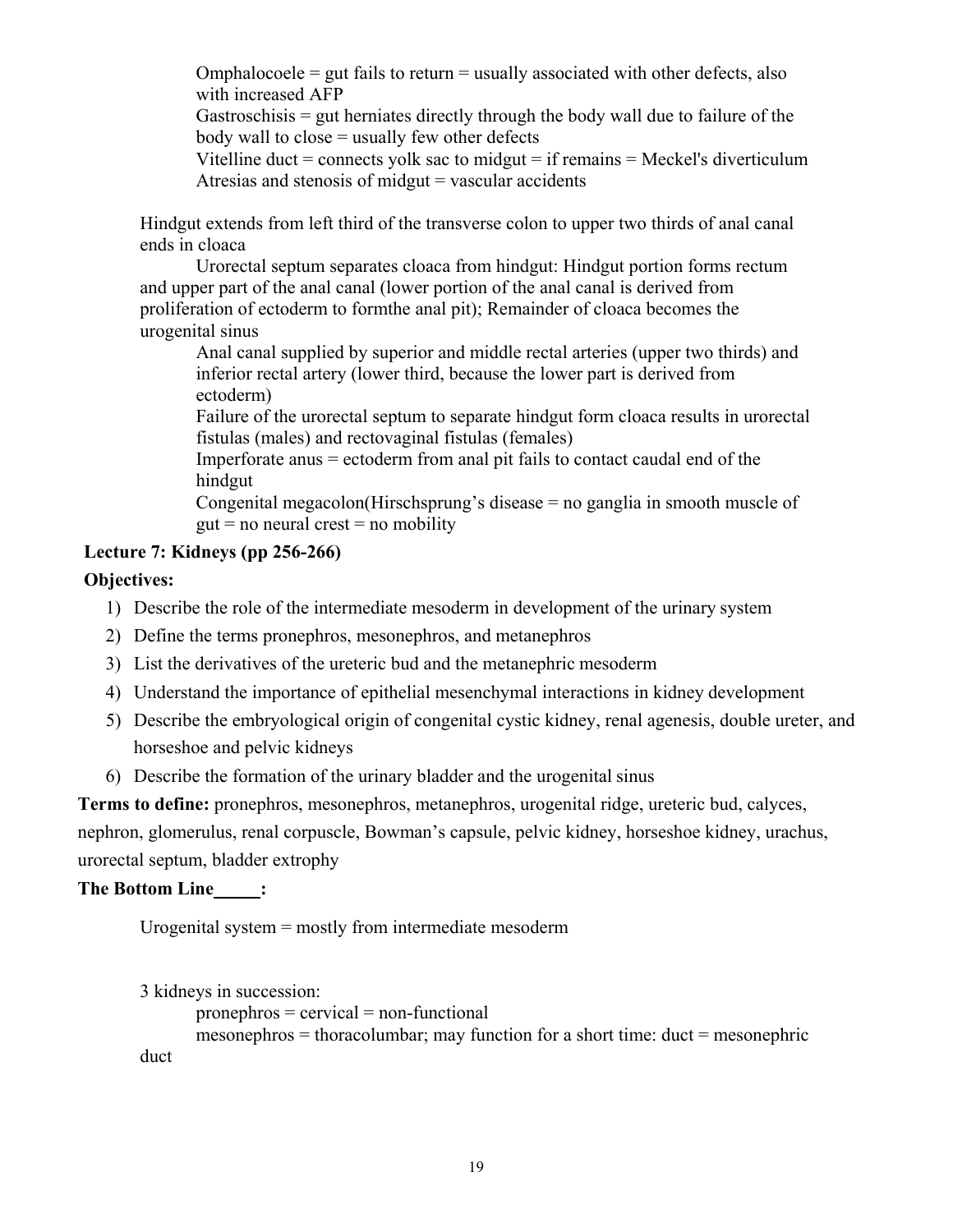Omphalocoele = gut fails to return = usually associated with other defects, also with increased AFP

Gastroschisis = gut herniates directly through the body wall due to failure of the body wall to close = usually few other defects

Vitelline duct = connects yolk sac to midgut = if remains = Meckel's diverticulum

Atresias and stenosis of midgut = vascular accidents

Hindgut extends from left third of the transverse colon to upper two thirds of anal canal ends in cloaca

Urorectal septum separates cloaca from hindgut: Hindgut portion forms rectum and upper part of the anal canal (lower portion of the anal canal is derived from proliferation of ectoderm to formthe anal pit); Remainder of cloaca becomes the urogenital sinus

Anal canal supplied by superior and middle rectal arteries (upper two thirds) and inferior rectal artery (lower third, because the lower part is derived from ectoderm)

Failure of the urorectal septum to separate hindgut form cloaca results in urorectal fistulas (males) and rectovaginal fistulas (females)

Imperforate anus = ectoderm from anal pit fails to contact caudal end of the hindgut

Congenital megacolon(Hirschsprung's disease = no ganglia in smooth muscle of gut = no neural crest = no mobility

**Lecture 7: Kidneys (pp 256-266)**

**Objectives:**

1) Describe the role of the intermediate mesoderm in development of the urinary system
2) Define the terms pronephros, mesonephros, and metanephros
3) List the derivatives of the ureteric bud and the metanephric mesoderm
4) Understand the importance of epithelial mesenchymal interactions in kidney development
5) Describe the embryological origin of congenital cystic kidney, renal agenesis, double ureter, and horseshoe and pelvic kidneys
6) Describe the formation of the urinary bladder and the urogenital sinus

**Terms to define:** pronephros, mesonephros, metanephros, urogenital ridge, ureteric bud, calyces, nephron, glomerulus, renal corpuscle, Bowman's capsule, pelvic kidney, horseshoe kidney, urachus, urorectal septum, bladder extrophy

**The Bottom Line_____:**

Urogenital system = mostly from intermediate mesoderm

3 kidneys in succession:

pronephros = cervical = non-functional

mesonephros = thoracolumbar; may function for a short time: duct = mesonephric duct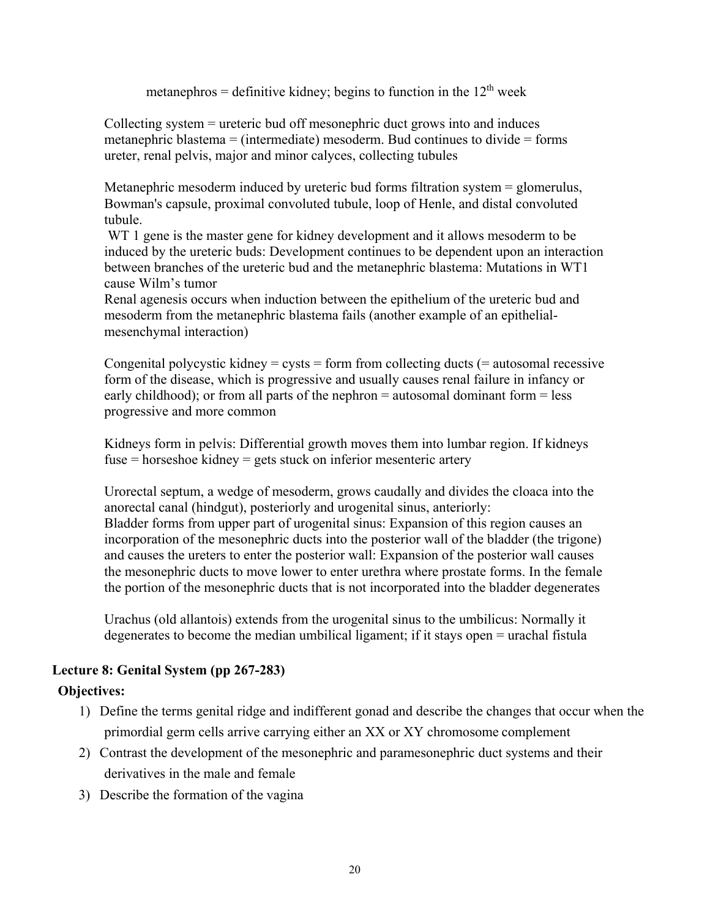metanephros = definitive kidney; begins to function in the $12^{th}$ week

Collecting system = ureteric bud off mesonephric duct grows into and induces metanephric blastema = (intermediate) mesoderm. Bud continues to divide = forms ureter, renal pelvis, major and minor calyces, collecting tubules

Metanephric mesoderm induced by ureteric bud forms filtration system = glomerulus, Bowman's capsule, proximal convoluted tubule, loop of Henle, and distal convoluted tubule.

WT 1 gene is the master gene for kidney development and it allows mesoderm to be induced by the ureteric buds: Development continues to be dependent upon an interaction between branches of the ureteric bud and the metanephric blastema: Mutations in WT1 cause Wilm's tumor

Renal agenesis occurs when induction between the epithelium of the ureteric bud and mesoderm from the metanephric blastema fails (another example of an epithelial-mesenchymal interaction)

Congenital polycystic kidney = cysts = form from collecting ducts (= autosomal recessive form of the disease, which is progressive and usually causes renal failure in infancy or early childhood); or from all parts of the nephron = autosomal dominant form = less progressive and more common

Kidneys form in pelvis: Differential growth moves them into lumbar region. If kidneys fuse = horseshoe kidney = gets stuck on inferior mesenteric artery

Urorectal septum, a wedge of mesoderm, grows caudally and divides the cloaca into the anorectal canal (hindgut), posteriorly and urogenital sinus, anteriorly:
Bladder forms from upper part of urogenital sinus: Expansion of this region causes an incorporation of the mesonephric ducts into the posterior wall of the bladder (the trigone) and causes the ureters to enter the posterior wall: Expansion of the posterior wall causes the mesonephric ducts to move lower to enter urethra where prostate forms. In the female the portion of the mesonephric ducts that is not incorporated into the bladder degenerates

Urachus (old allantois) extends from the urogenital sinus to the umbilicus: Normally it degenerates to become the median umbilical ligament; if it stays open = urachal fistula

## Lecture 8: Genital System (pp 267-283)

**Objectives:**

1) Define the terms genital ridge and indifferent gonad and describe the changes that occur when the primordial germ cells arrive carrying either an XX or XY chromosome complement
2) Contrast the development of the mesonephric and paramesonephric duct systems and their derivatives in the male and female
3) Describe the formation of the vagina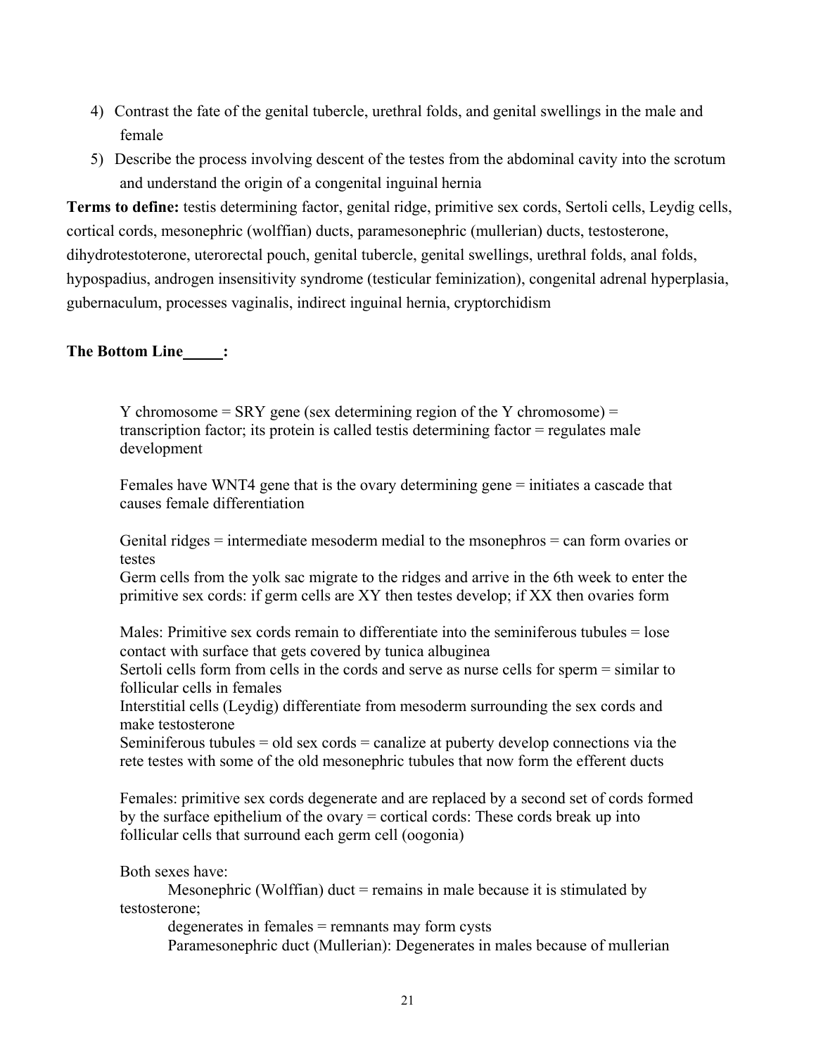4) Contrast the fate of the genital tubercle, urethral folds, and genital swellings in the male and female
5) Describe the process involving descent of the testes from the abdominal cavity into the scrotum and understand the origin of a congenital inguinal hernia

**Terms to define:** testis determining factor, genital ridge, primitive sex cords, Sertoli cells, Leydig cells, cortical cords, mesonephric (wolffian) ducts, paramesonephric (mullerian) ducts, testosterone, dihydrotestoterone, uterorectal pouch, genital tubercle, genital swellings, urethral folds, anal folds, hypospadius, androgen insensitivity syndrome (testicular feminization), congenital adrenal hyperplasia, gubernaculum, processes vaginalis, indirect inguinal hernia, cryptorchidism

**The Bottom Line\_\_\_\_\_:**

Y chromosome = SRY gene (sex determining region of the Y chromosome) = transcription factor; its protein is called testis determining factor = regulates male development

Females have WNT4 gene that is the ovary determining gene = initiates a cascade that causes female differentiation

Genital ridges = intermediate mesoderm medial to the msonephros = can form ovaries or testes
Germ cells from the yolk sac migrate to the ridges and arrive in the 6th week to enter the primitive sex cords: if germ cells are XY then testes develop; if XX then ovaries form

Males: Primitive sex cords remain to differentiate into the seminiferous tubules = lose contact with surface that gets covered by tunica albuginea
Sertoli cells form from cells in the cords and serve as nurse cells for sperm = similar to follicular cells in females
Interstitial cells (Leydig) differentiate from mesoderm surrounding the sex cords and make testosterone
Seminiferous tubules = old sex cords = canalize at puberty develop connections via the rete testes with some of the old mesonephric tubules that now form the efferent ducts

Females: primitive sex cords degenerate and are replaced by a second set of cords formed by the surface epithelium of the ovary = cortical cords: These cords break up into follicular cells that surround each germ cell (oogonia)

Both sexes have:

Mesonephric (Wolffian) duct = remains in male because it is stimulated by testosterone;

degenerates in females = remnants may form cysts

Paramesonephric duct (Mullerian): Degenerates in males because of mullerian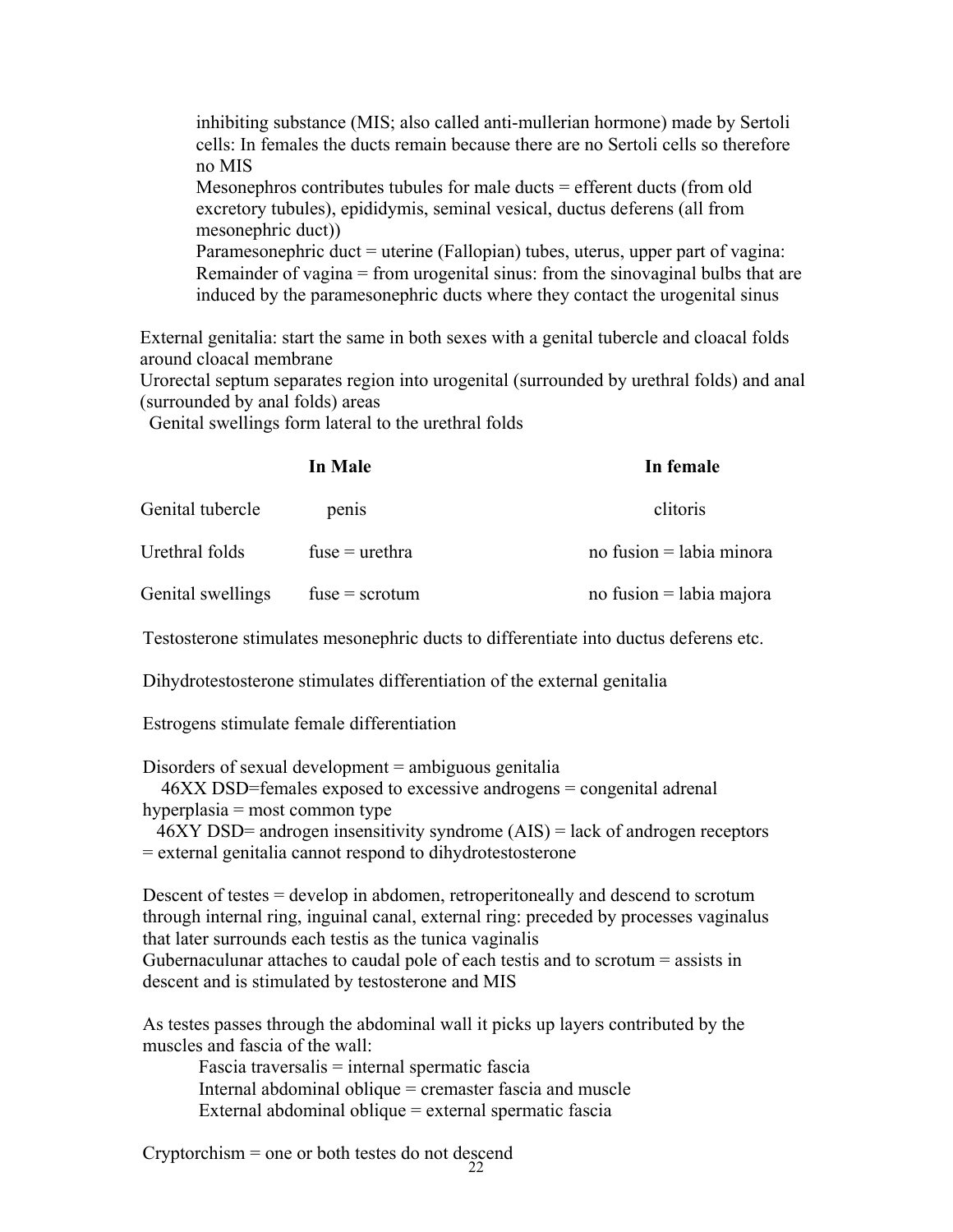inhibiting substance (MIS; also called anti-mullerian hormone) made by Sertoli cells: In females the ducts remain because there are no Sertoli cells so therefore no MIS

Mesonephros contributes tubules for male ducts = efferent ducts (from old excretory tubules), epididymis, seminal vesical, ductus deferens (all from mesonephric duct))

Paramesonephric duct = uterine (Fallopian) tubes, uterus, upper part of vagina: Remainder of vagina = from urogenital sinus: from the sinovaginal bulbs that are induced by the paramesonephric ducts where they contact the urogenital sinus

External genitalia: start the same in both sexes with a genital tubercle and cloacal folds around cloacal membrane

Urorectal septum separates region into urogenital (surrounded by urethral folds) and anal (surrounded by anal folds) areas

Genital swellings form lateral to the urethral folds

| | **In Male** | **In female** |
|---|---|---|
| Genital tubercle | penis | clitoris |
| Urethral folds | fuse = urethra | no fusion = labia minora |
| Genital swellings | fuse = scrotum | no fusion = labia majora |

Testosterone stimulates mesonephric ducts to differentiate into ductus deferens etc.

Dihydrotestosterone stimulates differentiation of the external genitalia

Estrogens stimulate female differentiation

Disorders of sexual development = ambiguous genitalia

46XX DSD=females exposed to excessive androgens = congenital adrenal hyperplasia = most common type

46XY DSD= androgen insensitivity syndrome (AIS) = lack of androgen receptors = external genitalia cannot respond to dihydrotestosterone

Descent of testes = develop in abdomen, retroperitoneally and descend to scrotum through internal ring, inguinal canal, external ring: preceded by processes vaginalus that later surrounds each testis as the tunica vaginalis

Gubernaculunar attaches to caudal pole of each testis and to scrotum = assists in descent and is stimulated by testosterone and MIS

As testes passes through the abdominal wall it picks up layers contributed by the muscles and fascia of the wall:

Fascia traversalis = internal spermatic fascia
Internal abdominal oblique = cremaster fascia and muscle
External abdominal oblique = external spermatic fascia

Cryptorchism = one or both testes do not descend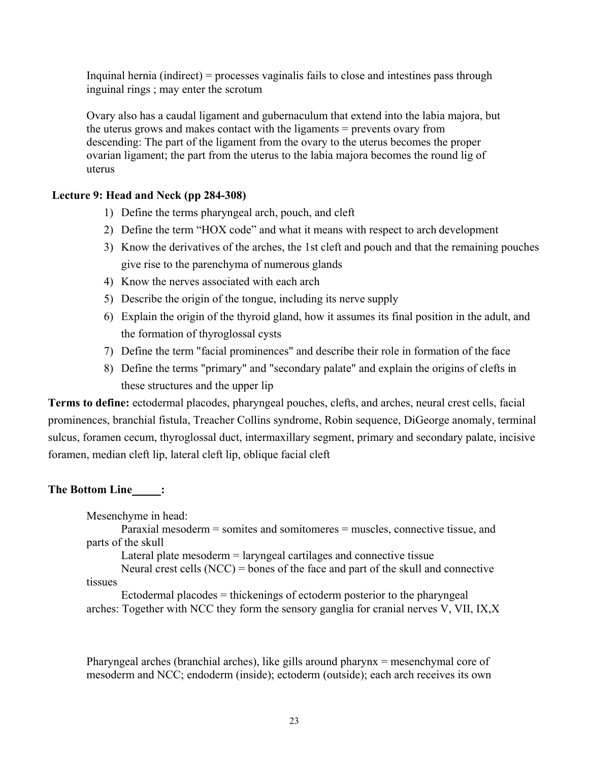Inquinal hernia (indirect) = processes vaginalis fails to close and intestines pass through inguinal rings ; may enter the scrotum

Ovary also has a caudal ligament and gubernaculum that extend into the labia majora, but the uterus grows and makes contact with the ligaments = prevents ovary from descending: The part of the ligament from the ovary to the uterus becomes the proper ovarian ligament; the part from the uterus to the labia majora becomes the round lig of uterus

**Lecture 9: Head and Neck (pp 284-308)**

1) Define the terms pharyngeal arch, pouch, and cleft
2) Define the term "HOX code" and what it means with respect to arch development
3) Know the derivatives of the arches, the 1st cleft and pouch and that the remaining pouches give rise to the parenchyma of numerous glands
4) Know the nerves associated with each arch
5) Describe the origin of the tongue, including its nerve supply
6) Explain the origin of the thyroid gland, how it assumes its final position in the adult, and the formation of thyroglossal cysts
7) Define the term "facial prominences" and describe their role in formation of the face
8) Define the terms "primary" and "secondary palate" and explain the origins of clefts in these structures and the upper lip

**Terms to define:** ectodermal placodes, pharyngeal pouches, clefts, and arches, neural crest cells, facial prominences, branchial fistula, Treacher Collins syndrome, Robin sequence, DiGeorge anomaly, terminal sulcus, foramen cecum, thyroglossal duct, intermaxillary segment, primary and secondary palate, incisive foramen, median cleft lip, lateral cleft lip, oblique facial cleft

**The Bottom Line\_\_\_\_\_:**

Mesenchyme in head:

Paraxial mesoderm = somites and somitomeres = muscles, connective tissue, and parts of the skull

Lateral plate mesoderm = laryngeal cartilages and connective tissue

Neural crest cells (NCC) = bones of the face and part of the skull and connective tissues

Ectodermal placodes = thickenings of ectoderm posterior to the pharyngeal arches: Together with NCC they form the sensory ganglia for cranial nerves V, VII, IX,X

Pharyngeal arches (branchial arches), like gills around pharynx = mesenchymal core of mesoderm and NCC; endoderm (inside); ectoderm (outside); each arch receives its own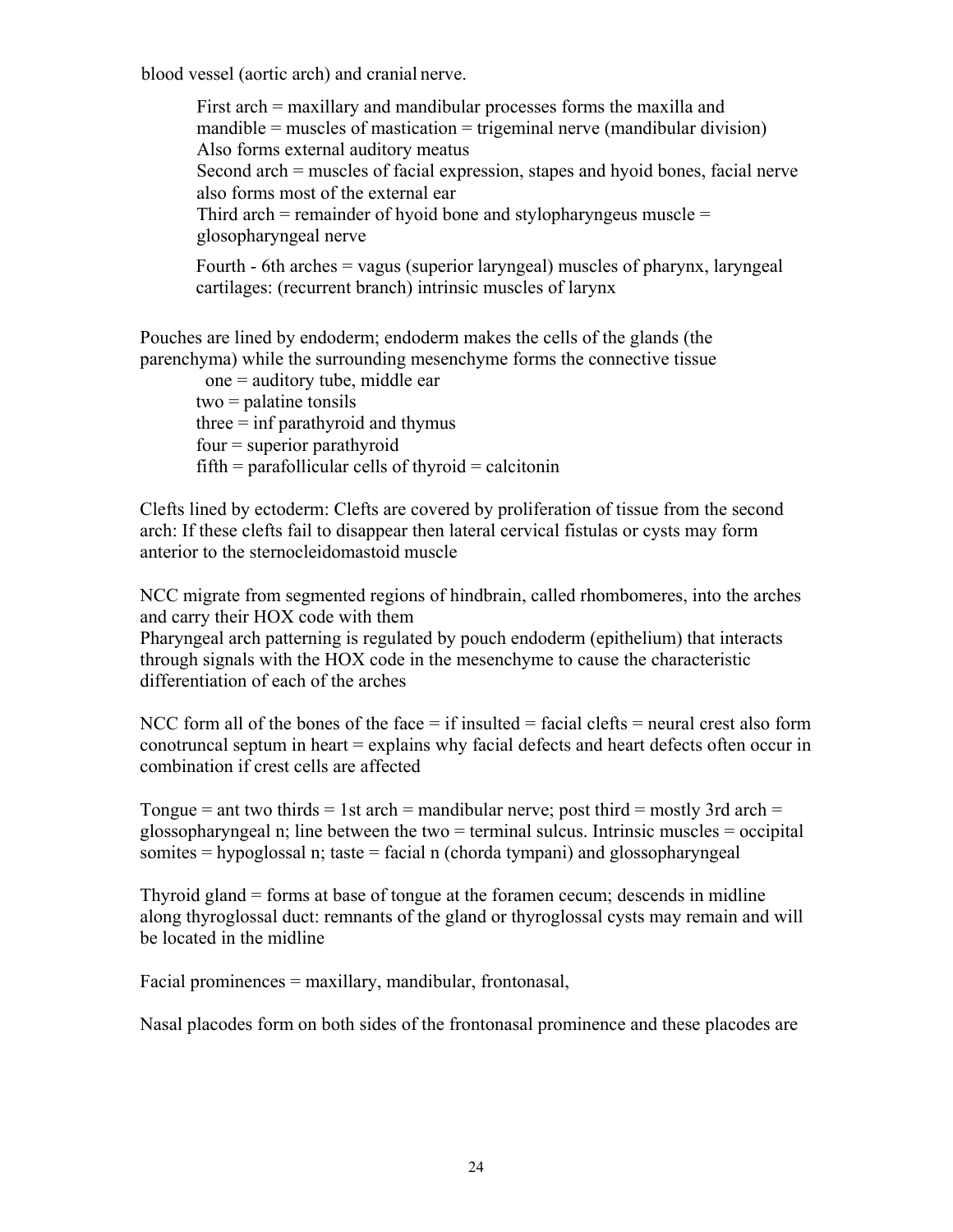blood vessel (aortic arch) and cranial nerve.

> First arch = maxillary and mandibular processes forms the maxilla and mandible = muscles of mastication = trigeminal nerve (mandibular division) Also forms external auditory meatus
> Second arch = muscles of facial expression, stapes and hyoid bones, facial nerve also forms most of the external ear
> Third arch = remainder of hyoid bone and stylopharyngeus muscle = glosopharyngeal nerve
>
> Fourth - 6th arches = vagus (superior laryngeal) muscles of pharynx, laryngeal cartilages: (recurrent branch) intrinsic muscles of larynx

Pouches are lined by endoderm; endoderm makes the cells of the glands (the parenchyma) while the surrounding mesenchyme forms the connective tissue

> one = auditory tube, middle ear
> two = palatine tonsils
> three = inf parathyroid and thymus
> four = superior parathyroid
> fifth = parafollicular cells of thyroid = calcitonin

Clefts lined by ectoderm: Clefts are covered by proliferation of tissue from the second arch: If these clefts fail to disappear then lateral cervical fistulas or cysts may form anterior to the sternocleidomastoid muscle

NCC migrate from segmented regions of hindbrain, called rhombomeres, into the arches and carry their HOX code with them
Pharyngeal arch patterning is regulated by pouch endoderm (epithelium) that interacts through signals with the HOX code in the mesenchyme to cause the characteristic differentiation of each of the arches

NCC form all of the bones of the face = if insulted = facial clefts = neural crest also form conotruncal septum in heart = explains why facial defects and heart defects often occur in combination if crest cells are affected

Tongue = ant two thirds = 1st arch = mandibular nerve; post third = mostly 3rd arch = glossopharyngeal n; line between the two = terminal sulcus. Intrinsic muscles = occipital somites = hypoglossal n; taste = facial n (chorda tympani) and glossopharyngeal

Thyroid gland = forms at base of tongue at the foramen cecum; descends in midline along thyroglossal duct: remnants of the gland or thyroglossal cysts may remain and will be located in the midline

Facial prominences = maxillary, mandibular, frontonasal,

Nasal placodes form on both sides of the frontonasal prominence and these placodes are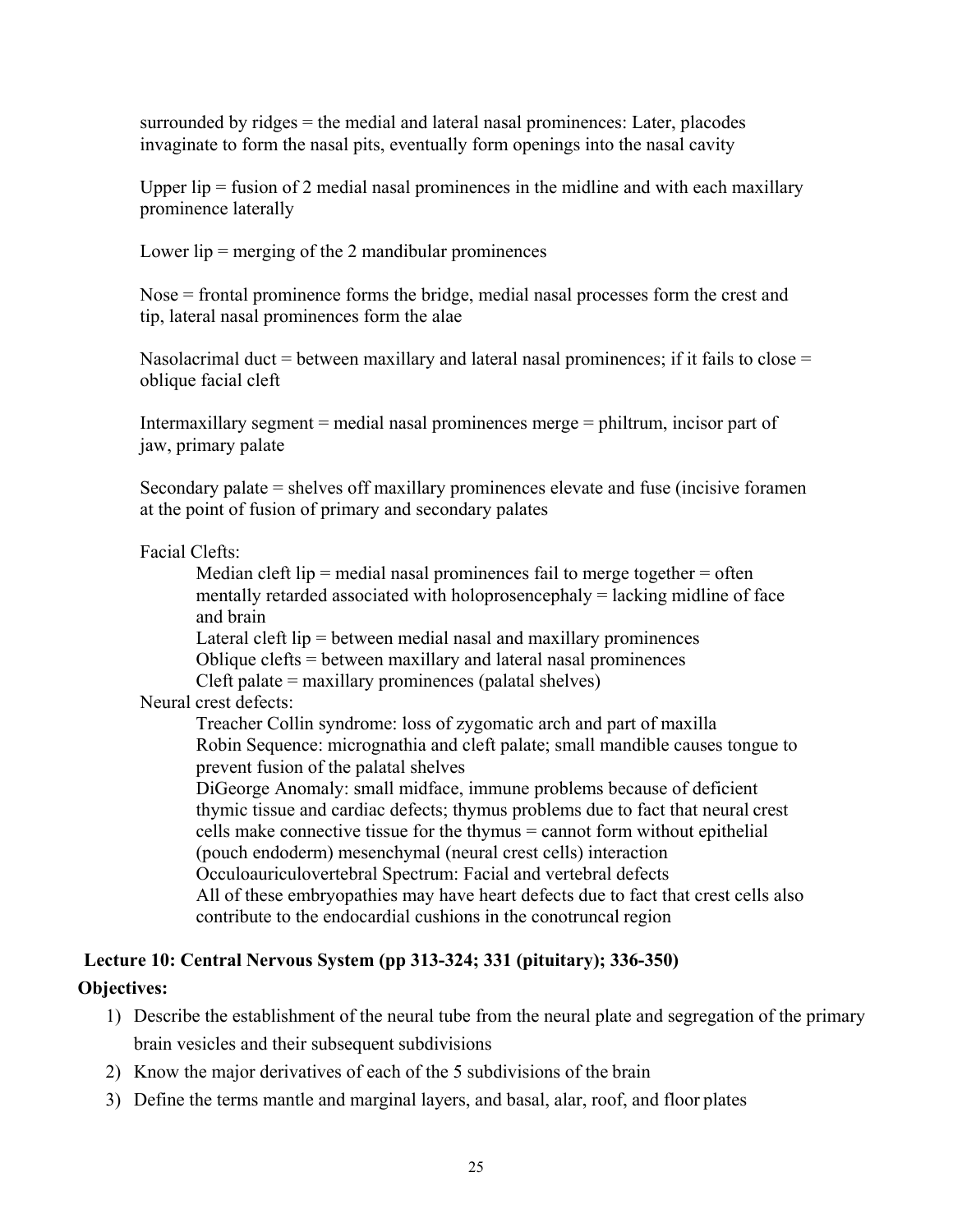surrounded by ridges = the medial and lateral nasal prominences: Later, placodes invaginate to form the nasal pits, eventually form openings into the nasal cavity

Upper lip = fusion of 2 medial nasal prominences in the midline and with each maxillary prominence laterally

Lower lip = merging of the 2 mandibular prominences

Nose = frontal prominence forms the bridge, medial nasal processes form the crest and tip, lateral nasal prominences form the alae

Nasolacrimal duct = between maxillary and lateral nasal prominences; if it fails to close = oblique facial cleft

Intermaxillary segment = medial nasal prominences merge = philtrum, incisor part of jaw, primary palate

Secondary palate = shelves off maxillary prominences elevate and fuse (incisive foramen at the point of fusion of primary and secondary palates

Facial Clefts:

- Median cleft lip = medial nasal prominences fail to merge together = often mentally retarded associated with holoprosencephaly = lacking midline of face and brain
- Lateral cleft lip = between medial nasal and maxillary prominences
- Oblique clefts = between maxillary and lateral nasal prominences
- Cleft palate = maxillary prominences (palatal shelves)

Neural crest defects:

- Treacher Collin syndrome: loss of zygomatic arch and part of maxilla
- Robin Sequence: micrognathia and cleft palate; small mandible causes tongue to prevent fusion of the palatal shelves
- DiGeorge Anomaly: small midface, immune problems because of deficient thymic tissue and cardiac defects; thymus problems due to fact that neural crest cells make connective tissue for the thymus = cannot form without epithelial (pouch endoderm) mesenchymal (neural crest cells) interaction
- Occuloauriculovertebral Spectrum: Facial and vertebral defects
- All of these embryopathies may have heart defects due to fact that crest cells also contribute to the endocardial cushions in the conotruncal region

## Lecture 10: Central Nervous System (pp 313-324; 331 (pituitary); 336-350)

**Objectives:**

1) Describe the establishment of the neural tube from the neural plate and segregation of the primary brain vesicles and their subsequent subdivisions
2) Know the major derivatives of each of the 5 subdivisions of the brain
3) Define the terms mantle and marginal layers, and basal, alar, roof, and floor plates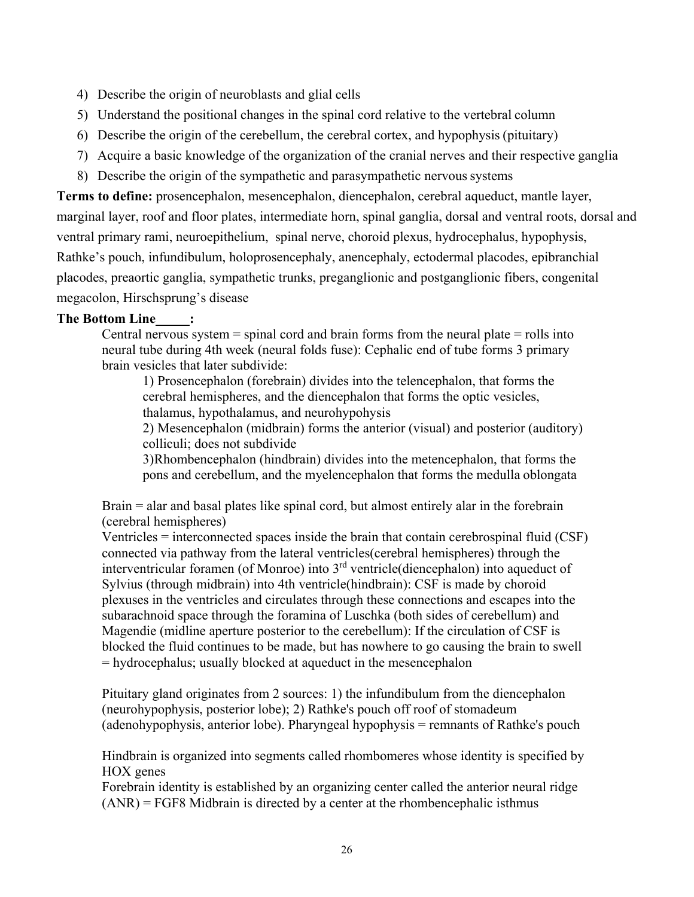4) Describe the origin of neuroblasts and glial cells
5) Understand the positional changes in the spinal cord relative to the vertebral column
6) Describe the origin of the cerebellum, the cerebral cortex, and hypophysis (pituitary)
7) Acquire a basic knowledge of the organization of the cranial nerves and their respective ganglia
8) Describe the origin of the sympathetic and parasympathetic nervous systems

**Terms to define:** prosencephalon, mesencephalon, diencephalon, cerebral aqueduct, mantle layer, marginal layer, roof and floor plates, intermediate horn, spinal ganglia, dorsal and ventral roots, dorsal and ventral primary rami, neuroepithelium, spinal nerve, choroid plexus, hydrocephalus, hypophysis, Rathke's pouch, infundibulum, holoprosencephaly, anencephaly, ectodermal placodes, epibranchial placodes, preaortic ganglia, sympathetic trunks, preganglionic and postganglionic fibers, congenital megacolon, Hirschsprung's disease

**The Bottom Line_____:**

Central nervous system = spinal cord and brain forms from the neural plate = rolls into neural tube during 4th week (neural folds fuse): Cephalic end of tube forms 3 primary brain vesicles that later subdivide:

1) Prosencephalon (forebrain) divides into the telencephalon, that forms the cerebral hemispheres, and the diencephalon that forms the optic vesicles, thalamus, hypothalamus, and neurohypophysis
2) Mesencephalon (midbrain) forms the anterior (visual) and posterior (auditory) colliculi; does not subdivide
3) Rhombencephalon (hindbrain) divides into the metencephalon, that forms the pons and cerebellum, and the myelencephalon that forms the medulla oblongata

Brain = alar and basal plates like spinal cord, but almost entirely alar in the forebrain (cerebral hemispheres)

Ventricles = interconnected spaces inside the brain that contain cerebrospinal fluid (CSF) connected via pathway from the lateral ventricles(cerebral hemispheres) through the interventricular foramen (of Monroe) into 3rd ventricle(diencephalon) into aqueduct of Sylvius (through midbrain) into 4th ventricle(hindbrain): CSF is made by choroid plexuses in the ventricles and circulates through these connections and escapes into the subarachnoid space through the foramina of Luschka (both sides of cerebellum) and Magendie (midline aperture posterior to the cerebellum): If the circulation of CSF is blocked the fluid continues to be made, but has nowhere to go causing the brain to swell = hydrocephalus; usually blocked at aqueduct in the mesencephalon

Pituitary gland originates from 2 sources: 1) the infundibulum from the diencephalon (neurohypophysis, posterior lobe); 2) Rathke's pouch off roof of stomadeum (adenohypophysis, anterior lobe). Pharyngeal hypophysis = remnants of Rathke's pouch

Hindbrain is organized into segments called rhombomeres whose identity is specified by HOX genes

Forebrain identity is established by an organizing center called the anterior neural ridge (ANR) = FGF8 Midbrain is directed by a center at the rhombencephalic isthmus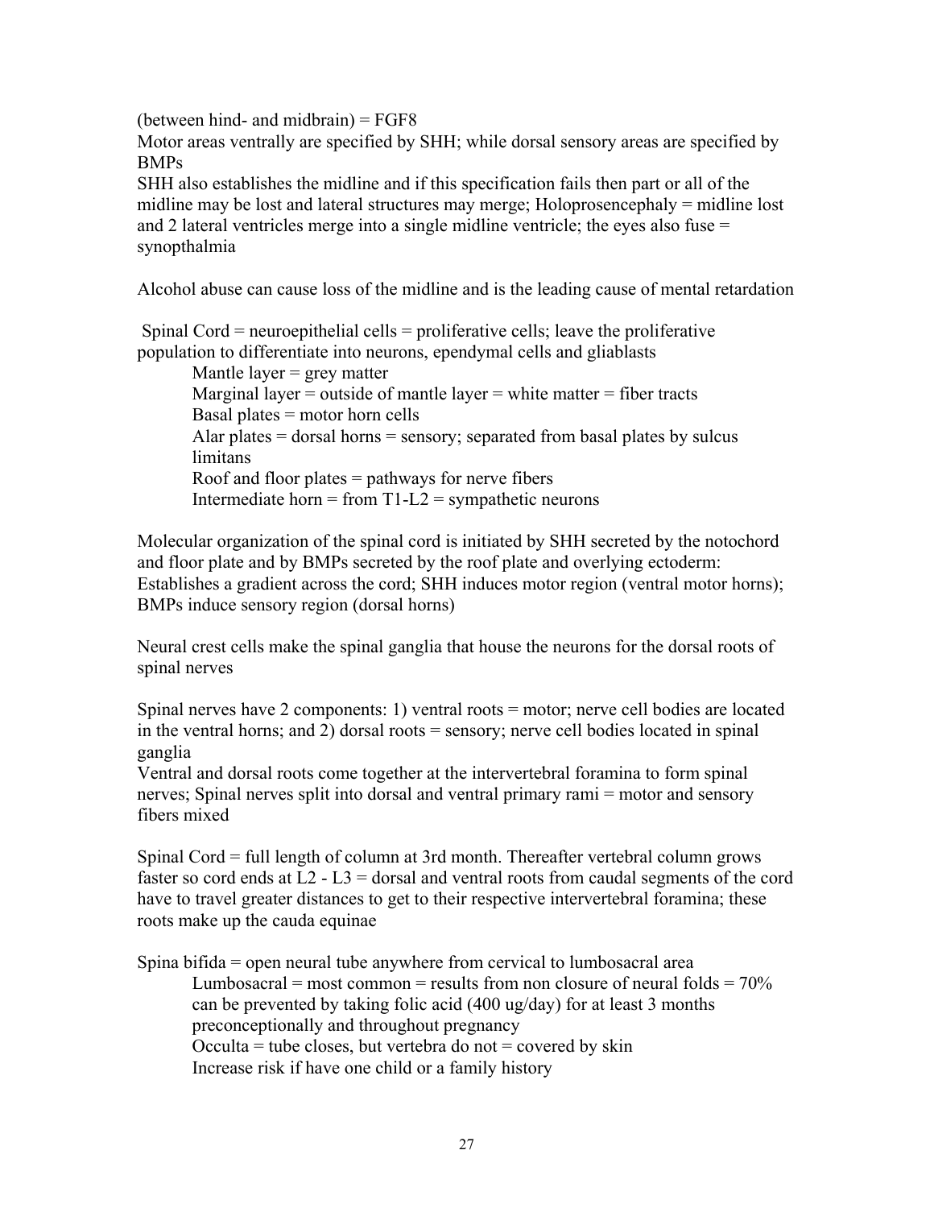(between hind- and midbrain) = FGF8

Motor areas ventrally are specified by SHH; while dorsal sensory areas are specified by BMPs

SHH also establishes the midline and if this specification fails then part or all of the midline may be lost and lateral structures may merge; Holoprosencephaly = midline lost and 2 lateral ventricles merge into a single midline ventricle; the eyes also fuse = synopthalmia

Alcohol abuse can cause loss of the midline and is the leading cause of mental retardation

Spinal Cord = neuroepithelial cells = proliferative cells; leave the proliferative population to differentiate into neurons, ependymal cells and gliablasts

- Mantle layer = grey matter
- Marginal layer = outside of mantle layer = white matter = fiber tracts
- Basal plates = motor horn cells
- Alar plates = dorsal horns = sensory; separated from basal plates by sulcus limitans
- Roof and floor plates = pathways for nerve fibers
- Intermediate horn = from T1-L2 = sympathetic neurons

Molecular organization of the spinal cord is initiated by SHH secreted by the notochord and floor plate and by BMPs secreted by the roof plate and overlying ectoderm: Establishes a gradient across the cord; SHH induces motor region (ventral motor horns); BMPs induce sensory region (dorsal horns)

Neural crest cells make the spinal ganglia that house the neurons for the dorsal roots of spinal nerves

Spinal nerves have 2 components: 1) ventral roots = motor; nerve cell bodies are located in the ventral horns; and 2) dorsal roots = sensory; nerve cell bodies located in spinal ganglia

Ventral and dorsal roots come together at the intervertebral foramina to form spinal nerves; Spinal nerves split into dorsal and ventral primary rami = motor and sensory fibers mixed

Spinal Cord = full length of column at 3rd month. Thereafter vertebral column grows faster so cord ends at L2 - L3 = dorsal and ventral roots from caudal segments of the cord have to travel greater distances to get to their respective intervertebral foramina; these roots make up the cauda equinae

Spina bifida = open neural tube anywhere from cervical to lumbosacral area

- Lumbosacral = most common = results from non closure of neural folds = 70% can be prevented by taking folic acid (400 ug/day) for at least 3 months preconceptionally and throughout pregnancy
- Occulta = tube closes, but vertebra do not = covered by skin
- Increase risk if have one child or a family history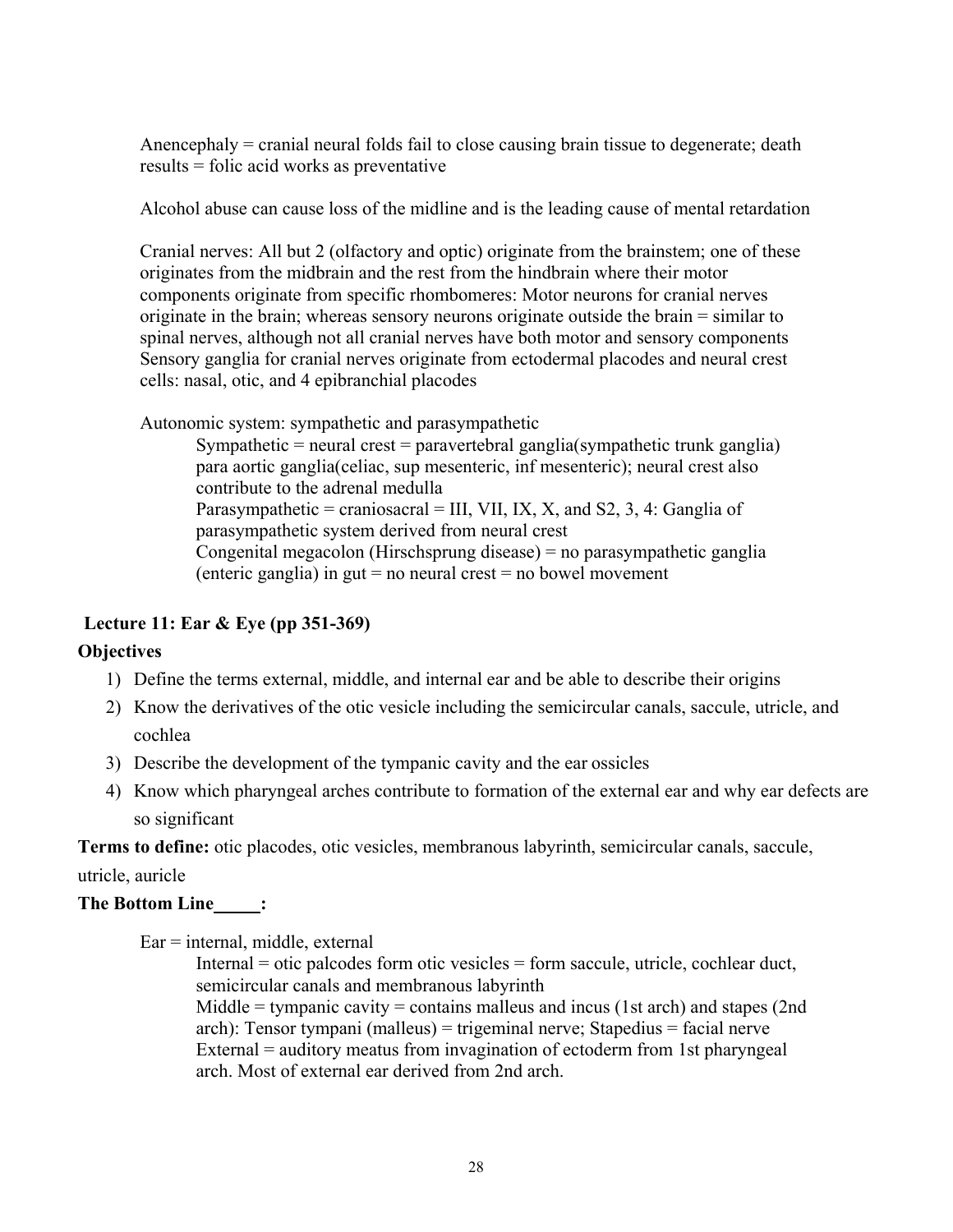Anencephaly = cranial neural folds fail to close causing brain tissue to degenerate; death results = folic acid works as preventative

Alcohol abuse can cause loss of the midline and is the leading cause of mental retardation

Cranial nerves: All but 2 (olfactory and optic) originate from the brainstem; one of these originates from the midbrain and the rest from the hindbrain where their motor components originate from specific rhombomeres: Motor neurons for cranial nerves originate in the brain; whereas sensory neurons originate outside the brain = similar to spinal nerves, although not all cranial nerves have both motor and sensory components Sensory ganglia for cranial nerves originate from ectodermal placodes and neural crest cells: nasal, otic, and 4 epibranchial placodes

Autonomic system: sympathetic and parasympathetic

> Sympathetic = neural crest = paravertebral ganglia(sympathetic trunk ganglia) para aortic ganglia(celiac, sup mesenteric, inf mesenteric); neural crest also contribute to the adrenal medulla
>
> Parasympathetic = craniosacral = III, VII, IX, X, and S2, 3, 4: Ganglia of parasympathetic system derived from neural crest
>
> Congenital megacolon (Hirschsprung disease) = no parasympathetic ganglia (enteric ganglia) in gut = no neural crest = no bowel movement

## Lecture 11: Ear & Eye (pp 351-369)

**Objectives**

1) Define the terms external, middle, and internal ear and be able to describe their origins
2) Know the derivatives of the otic vesicle including the semicircular canals, saccule, utricle, and cochlea
3) Describe the development of the tympanic cavity and the ear ossicles
4) Know which pharyngeal arches contribute to formation of the external ear and why ear defects are so significant

**Terms to define:** otic placodes, otic vesicles, membranous labyrinth, semicircular canals, saccule, utricle, auricle

**The Bottom Line_____:**

Ear = internal, middle, external

> Internal = otic palcodes form otic vesicles = form saccule, utricle, cochlear duct, semicircular canals and membranous labyrinth
>
> Middle = tympanic cavity = contains malleus and incus (1st arch) and stapes (2nd arch): Tensor tympani (malleus) = trigeminal nerve; Stapedius = facial nerve
>
> External = auditory meatus from invagination of ectoderm from 1st pharyngeal arch. Most of external ear derived from 2nd arch.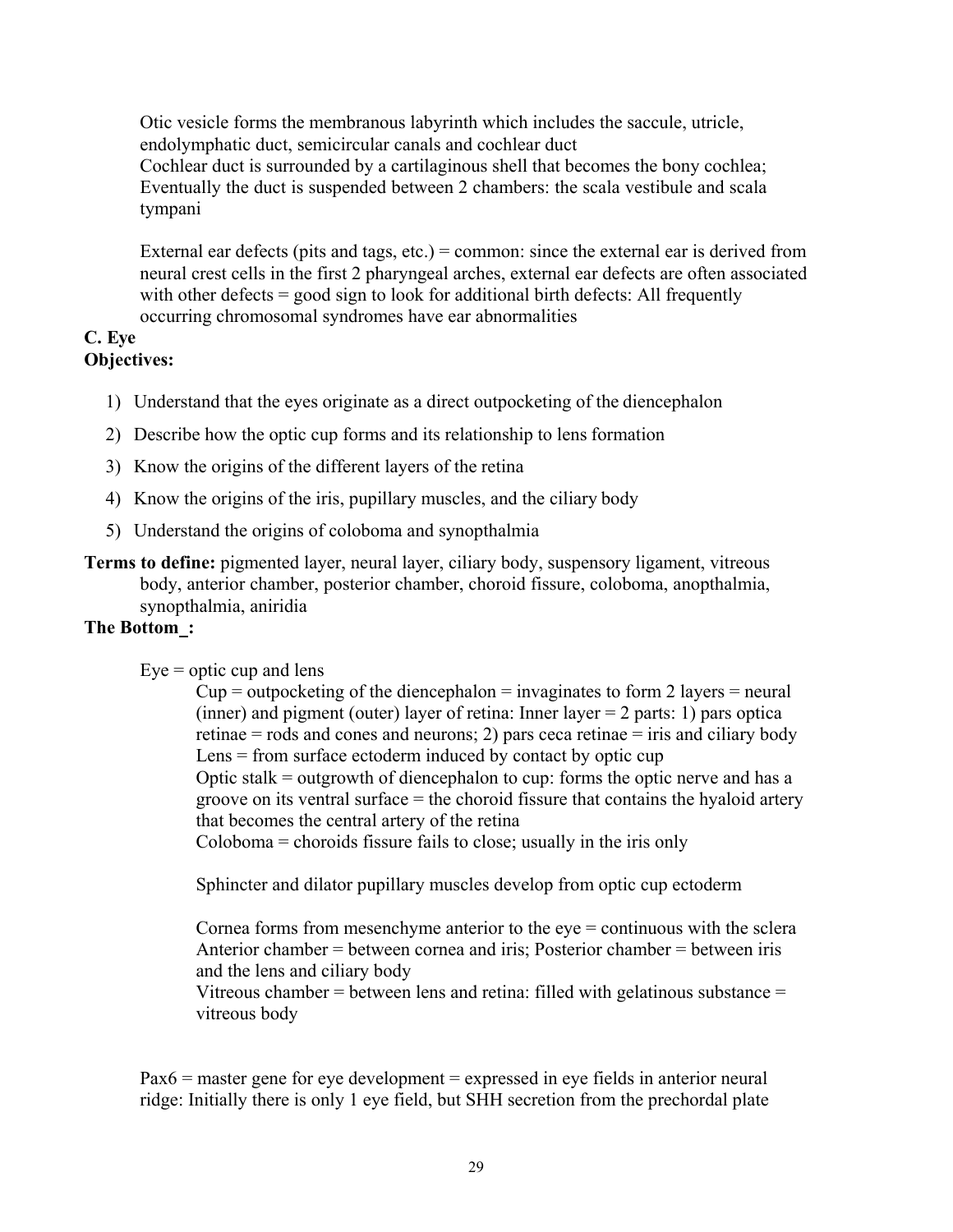Otic vesicle forms the membranous labyrinth which includes the saccule, utricle, endolymphatic duct, semicircular canals and cochlear duct
Cochlear duct is surrounded by a cartilaginous shell that becomes the bony cochlea; Eventually the duct is suspended between 2 chambers: the scala vestibule and scala tympani

External ear defects (pits and tags, etc.) = common: since the external ear is derived from neural crest cells in the first 2 pharyngeal arches, external ear defects are often associated with other defects = good sign to look for additional birth defects: All frequently occurring chromosomal syndromes have ear abnormalities

**C. Eye**
**Objectives:**

1) Understand that the eyes originate as a direct outpocketing of the diencephalon
2) Describe how the optic cup forms and its relationship to lens formation
3) Know the origins of the different layers of the retina
4) Know the origins of the iris, pupillary muscles, and the ciliary body
5) Understand the origins of coloboma and synopthalmia

**Terms to define:** pigmented layer, neural layer, ciliary body, suspensory ligament, vitreous body, anterior chamber, posterior chamber, choroid fissure, coloboma, anopthalmia, synopthalmia, aniridia

**The Bottom_:**

Eye = optic cup and lens

Cup = outpocketing of the diencephalon = invaginates to form 2 layers = neural (inner) and pigment (outer) layer of retina: Inner layer = 2 parts: 1) pars optica retinae = rods and cones and neurons; 2) pars ceca retinae = iris and ciliary body
Lens = from surface ectoderm induced by contact by optic cup
Optic stalk = outgrowth of diencephalon to cup: forms the optic nerve and has a groove on its ventral surface = the choroid fissure that contains the hyaloid artery that becomes the central artery of the retina
Coloboma = choroids fissure fails to close; usually in the iris only

Sphincter and dilator pupillary muscles develop from optic cup ectoderm

Cornea forms from mesenchyme anterior to the eye = continuous with the sclera
Anterior chamber = between cornea and iris; Posterior chamber = between iris and the lens and ciliary body
Vitreous chamber = between lens and retina: filled with gelatinous substance = vitreous body

Pax6 = master gene for eye development = expressed in eye fields in anterior neural ridge: Initially there is only 1 eye field, but SHH secretion from the prechordal plate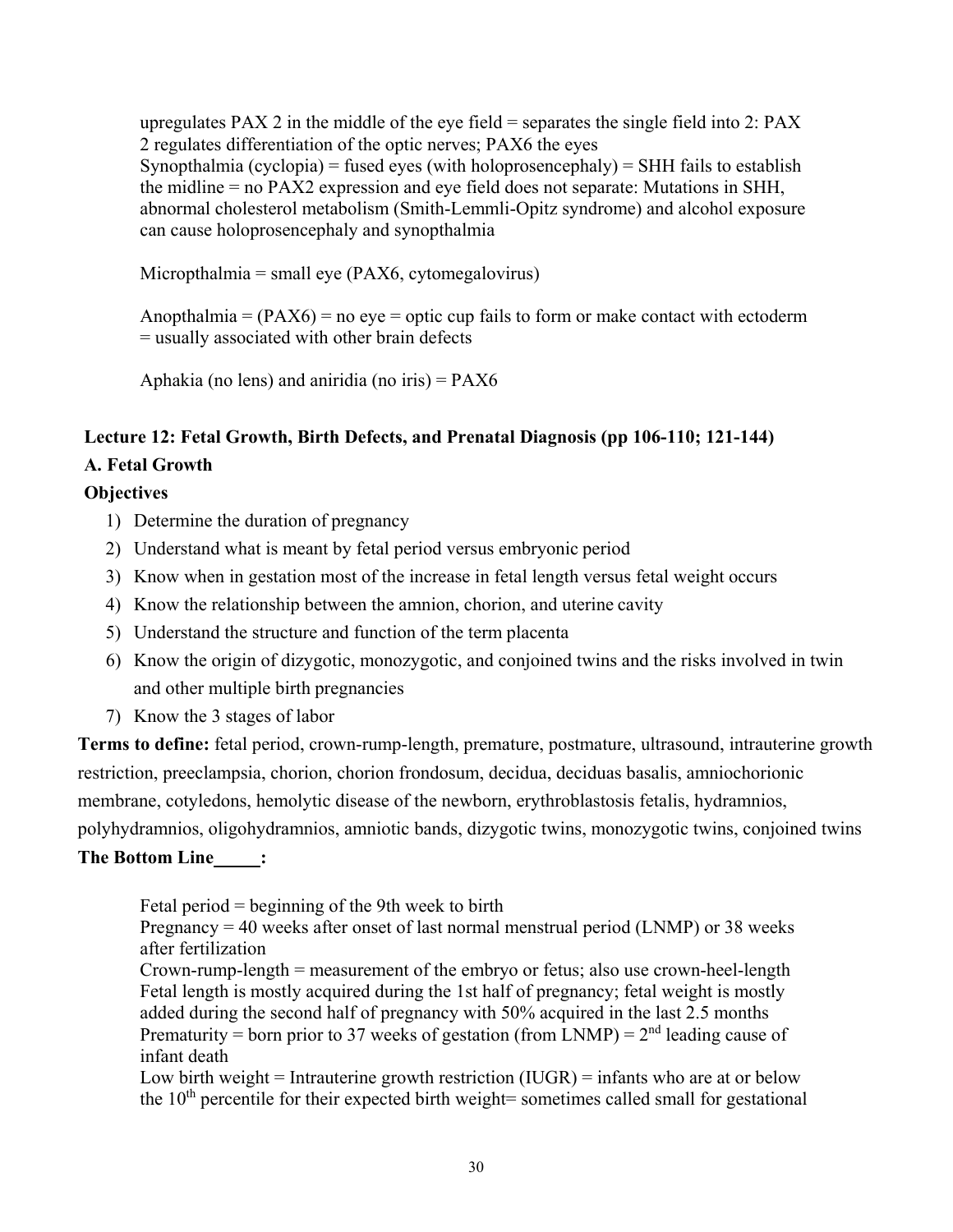upregulates PAX 2 in the middle of the eye field = separates the single field into 2: PAX 2 regulates differentiation of the optic nerves; PAX6 the eyes
Synopthalmia (cyclopia) = fused eyes (with holoprosencephaly) = SHH fails to establish the midline = no PAX2 expression and eye field does not separate: Mutations in SHH, abnormal cholesterol metabolism (Smith-Lemmli-Opitz syndrome) and alcohol exposure can cause holoprosencephaly and synopthalmia

Micropthalmia = small eye (PAX6, cytomegalovirus)

Anopthalmia = (PAX6) = no eye = optic cup fails to form or make contact with ectoderm = usually associated with other brain defects

Aphakia (no lens) and aniridia (no iris) = PAX6

## Lecture 12: Fetal Growth, Birth Defects, and Prenatal Diagnosis (pp 106-110; 121-144)

### A. Fetal Growth

**Objectives**

1) Determine the duration of pregnancy
2) Understand what is meant by fetal period versus embryonic period
3) Know when in gestation most of the increase in fetal length versus fetal weight occurs
4) Know the relationship between the amnion, chorion, and uterine cavity
5) Understand the structure and function of the term placenta
6) Know the origin of dizygotic, monozygotic, and conjoined twins and the risks involved in twin and other multiple birth pregnancies
7) Know the 3 stages of labor

**Terms to define:** fetal period, crown-rump-length, premature, postmature, ultrasound, intrauterine growth restriction, preeclampsia, chorion, chorion frondosum, decidua, deciduas basalis, amniochorionic membrane, cotyledons, hemolytic disease of the newborn, erythroblastosis fetalis, hydramnios, polyhydramnios, oligohydramnios, amniotic bands, dizygotic twins, monozygotic twins, conjoined twins

**The Bottom Line\_\_\_\_\_:**

Fetal period = beginning of the 9th week to birth
Pregnancy = 40 weeks after onset of last normal menstrual period (LNMP) or 38 weeks after fertilization
Crown-rump-length = measurement of the embryo or fetus; also use crown-heel-length
Fetal length is mostly acquired during the 1st half of pregnancy; fetal weight is mostly added during the second half of pregnancy with 50% acquired in the last 2.5 months
Prematurity = born prior to 37 weeks of gestation (from LNMP) = 2$^{nd}$ leading cause of infant death
Low birth weight = Intrauterine growth restriction (IUGR) = infants who are at or below the 10$^{th}$ percentile for their expected birth weight= sometimes called small for gestational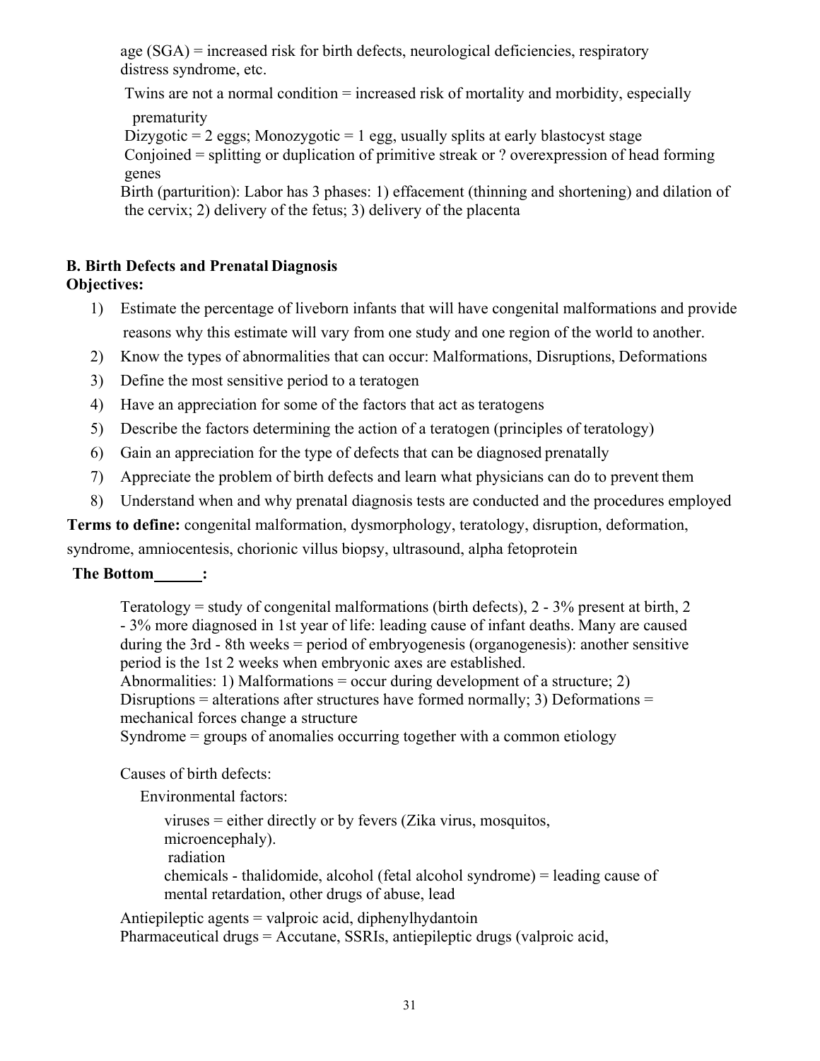age (SGA) = increased risk for birth defects, neurological deficiencies, respiratory distress syndrome, etc.

Twins are not a normal condition = increased risk of mortality and morbidity, especially prematurity

Dizygotic = 2 eggs; Monozygotic = 1 egg, usually splits at early blastocyst stage

Conjoined = splitting or duplication of primitive streak or ? overexpression of head forming genes

Birth (parturition): Labor has 3 phases: 1) effacement (thinning and shortening) and dilation of the cervix; 2) delivery of the fetus; 3) delivery of the placenta

## B. Birth Defects and Prenatal Diagnosis

**Objectives:**

1) Estimate the percentage of liveborn infants that will have congenital malformations and provide reasons why this estimate will vary from one study and one region of the world to another.
2) Know the types of abnormalities that can occur: Malformations, Disruptions, Deformations
3) Define the most sensitive period to a teratogen
4) Have an appreciation for some of the factors that act as teratogens
5) Describe the factors determining the action of a teratogen (principles of teratology)
6) Gain an appreciation for the type of defects that can be diagnosed prenatally
7) Appreciate the problem of birth defects and learn what physicians can do to prevent them
8) Understand when and why prenatal diagnosis tests are conducted and the procedures employed

**Terms to define:** congenital malformation, dysmorphology, teratology, disruption, deformation, syndrome, amniocentesis, chorionic villus biopsy, ultrasound, alpha fetoprotein

**The Bottom ______:**

Teratology = study of congenital malformations (birth defects), 2 - 3% present at birth, 2 - 3% more diagnosed in 1st year of life: leading cause of infant deaths. Many are caused during the 3rd - 8th weeks = period of embryogenesis (organogenesis): another sensitive period is the 1st 2 weeks when embryonic axes are established.

Abnormalities: 1) Malformations = occur during development of a structure; 2) Disruptions = alterations after structures have formed normally; 3) Deformations = mechanical forces change a structure

Syndrome = groups of anomalies occurring together with a common etiology

Causes of birth defects:

Environmental factors:

viruses = either directly or by fevers (Zika virus, mosquitos, microencephaly).

radiation

chemicals - thalidomide, alcohol (fetal alcohol syndrome) = leading cause of mental retardation, other drugs of abuse, lead

Antiepileptic agents = valproic acid, diphenylhydantoin

Pharmaceutical drugs = Accutane, SSRIs, antiepileptic drugs (valproic acid,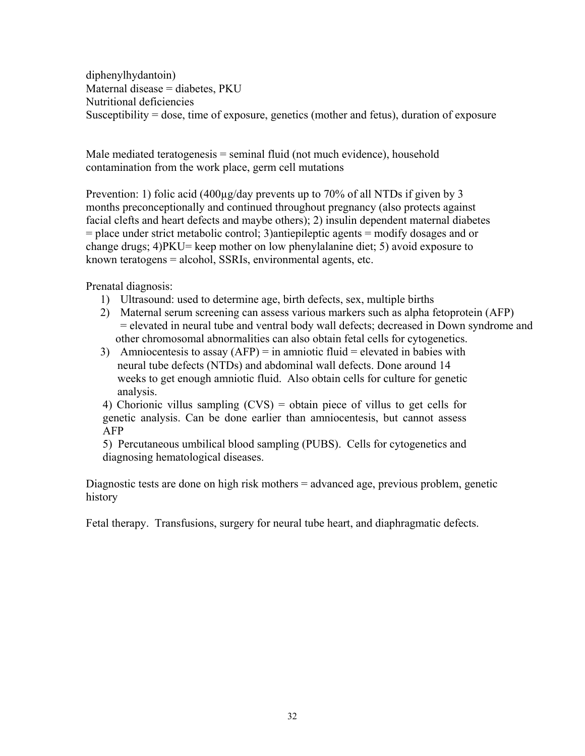diphenylhydantoin)
Maternal disease = diabetes, PKU
Nutritional deficiencies
Susceptibility = dose, time of exposure, genetics (mother and fetus), duration of exposure

Male mediated teratogenesis = seminal fluid (not much evidence), household contamination from the work place, germ cell mutations

Prevention: 1) folic acid (400µg/day prevents up to 70% of all NTDs if given by 3 months preconceptionally and continued throughout pregnancy (also protects against facial clefts and heart defects and maybe others); 2) insulin dependent maternal diabetes = place under strict metabolic control; 3)antiepileptic agents = modify dosages and or change drugs; 4)PKU= keep mother on low phenylalanine diet; 5) avoid exposure to known teratogens = alcohol, SSRIs, environmental agents, etc.

Prenatal diagnosis:

1) Ultrasound: used to determine age, birth defects, sex, multiple births
2) Maternal serum screening can assess various markers such as alpha fetoprotein (AFP) = elevated in neural tube and ventral body wall defects; decreased in Down syndrome and other chromosomal abnormalities can also obtain fetal cells for cytogenetics.
3) Amniocentesis to assay (AFP) = in amniotic fluid = elevated in babies with neural tube defects (NTDs) and abdominal wall defects. Done around 14 weeks to get enough amniotic fluid. Also obtain cells for culture for genetic analysis.
4) Chorionic villus sampling (CVS) = obtain piece of villus to get cells for genetic analysis. Can be done earlier than amniocentesis, but cannot assess AFP
5) Percutaneous umbilical blood sampling (PUBS). Cells for cytogenetics and diagnosing hematological diseases.

Diagnostic tests are done on high risk mothers = advanced age, previous problem, genetic history

Fetal therapy. Transfusions, surgery for neural tube heart, and diaphragmatic defects.